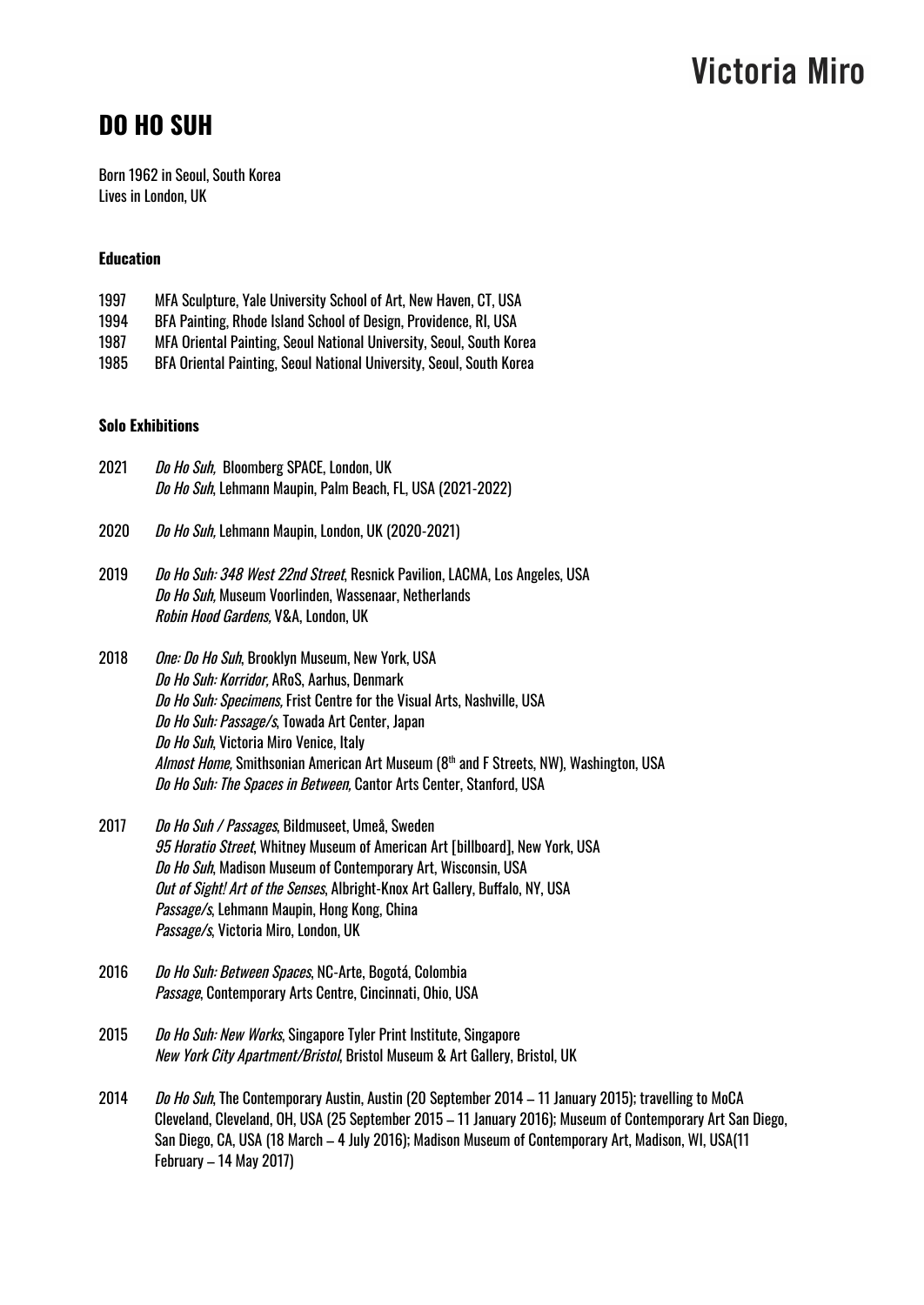# Victoria Miro

## DO HO SUH

Born 1962 in Seoul, South Korea
Lives in London, UK

### Education

1997 MFA Sculpture, Yale University School of Art, New Haven, CT, USA
1994 BFA Painting, Rhode Island School of Design, Providence, RI, USA
1987 MFA Oriental Painting, Seoul National University, Seoul, South Korea
1985 BFA Oriental Painting, Seoul National University, Seoul, South Korea

### Solo Exhibitions

2021 *Do Ho Suh,* Bloomberg SPACE, London, UK
*Do Ho Suh*, Lehmann Maupin, Palm Beach, FL, USA (2021-2022)

2020 *Do Ho Suh,* Lehmann Maupin, London, UK (2020-2021)

2019 *Do Ho Suh: 348 West 22nd Street*, Resnick Pavilion, LACMA, Los Angeles, USA
*Do Ho Suh,* Museum Voorlinden, Wassenaar, Netherlands
*Robin Hood Gardens,* V&A, London, UK

2018 *One: Do Ho Suh*, Brooklyn Museum, New York, USA
*Do Ho Suh: Korridor,* ARoS, Aarhus, Denmark
*Do Ho Suh: Specimens,* Frist Centre for the Visual Arts, Nashville, USA
*Do Ho Suh: Passage/s*, Towada Art Center, Japan
*Do Ho Suh*, Victoria Miro Venice, Italy
*Almost Home,* Smithsonian American Art Museum (8th and F Streets, NW), Washington, USA
*Do Ho Suh: The Spaces in Between,* Cantor Arts Center, Stanford, USA

2017 *Do Ho Suh / Passages*, Bildmuseet, Umeå, Sweden
*95 Horatio Street*, Whitney Museum of American Art [billboard], New York, USA
*Do Ho Suh*, Madison Museum of Contemporary Art, Wisconsin, USA
*Out of Sight! Art of the Senses*, Albright-Knox Art Gallery, Buffalo, NY, USA
*Passage/s*, Lehmann Maupin, Hong Kong, China
*Passage/s*, Victoria Miro, London, UK

2016 *Do Ho Suh: Between Spaces*, NC-Arte, Bogotá, Colombia
*Passage*, Contemporary Arts Centre, Cincinnati, Ohio, USA

2015 *Do Ho Suh: New Works*, Singapore Tyler Print Institute, Singapore
*New York City Apartment/Bristol*, Bristol Museum & Art Gallery, Bristol, UK

2014 *Do Ho Suh*, The Contemporary Austin, Austin (20 September 2014 – 11 January 2015); travelling to MoCA Cleveland, Cleveland, OH, USA (25 September 2015 – 11 January 2016); Museum of Contemporary Art San Diego, San Diego, CA, USA (18 March – 4 July 2016); Madison Museum of Contemporary Art, Madison, WI, USA(11 February – 14 May 2017)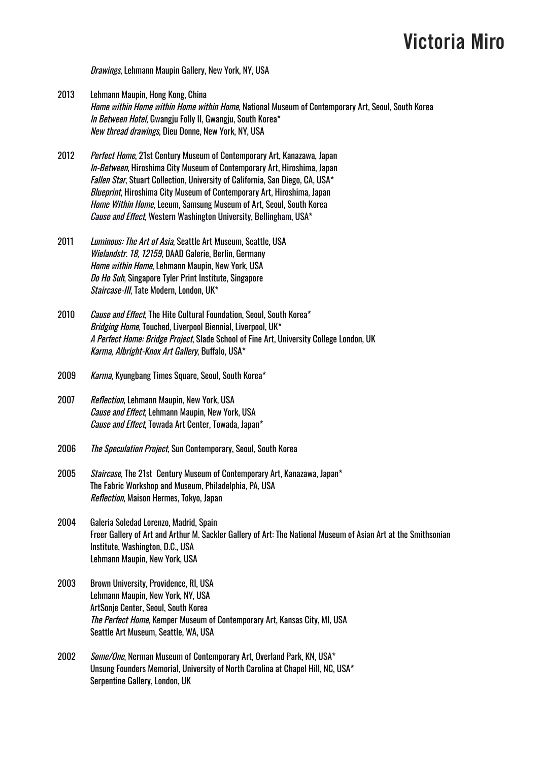*Drawings*, Lehmann Maupin Gallery, New York, NY, USA

2013 Lehmann Maupin, Hong Kong, China
*Home within Home within Home within Home*, National Museum of Contemporary Art, Seoul, South Korea
*In Between Hotel*, Gwangju Folly II, Gwangju, South Korea*
*New thread drawings*, Dieu Donne, New York, NY, USA

2012 *Perfect Home*, 21st Century Museum of Contemporary Art, Kanazawa, Japan
*In-Between*, Hiroshima City Museum of Contemporary Art, Hiroshima, Japan
*Fallen Star*, Stuart Collection, University of California, San Diego, CA, USA*
*Blueprint*, Hiroshima City Museum of Contemporary Art, Hiroshima, Japan
*Home Within Home*, Leeum, Samsung Museum of Art, Seoul, South Korea
*Cause and Effect*, Western Washington University, Bellingham, USA*

2011 *Luminous: The Art of Asia*, Seattle Art Museum, Seattle, USA
*Wielandstr. 18, 12159*, DAAD Galerie, Berlin, Germany
*Home within Home*, Lehmann Maupin, New York, USA
*Do Ho Suh*, Singapore Tyler Print Institute, Singapore
*Staircase-III*, Tate Modern, London, UK*

2010 *Cause and Effect*, The Hite Cultural Foundation, Seoul, South Korea*
*Bridging Home*, Touched, Liverpool Biennial, Liverpool, UK*
*A Perfect Home: Bridge Project*, Slade School of Fine Art, University College London, UK
*Karma, Albright-Knox Art Gallery*, Buffalo, USA*

2009 *Karma*, Kyungbang Times Square, Seoul, South Korea*

2007 *Reflection*, Lehmann Maupin, New York, USA
*Cause and Effect*, Lehmann Maupin, New York, USA
*Cause and Effect*, Towada Art Center, Towada, Japan*

2006 *The Speculation Project*, Sun Contemporary, Seoul, South Korea

2005 *Staircase*, The 21st Century Museum of Contemporary Art, Kanazawa, Japan*
The Fabric Workshop and Museum, Philadelphia, PA, USA
*Reflection*, Maison Hermes, Tokyo, Japan

2004 Galeria Soledad Lorenzo, Madrid, Spain
Freer Gallery of Art and Arthur M. Sackler Gallery of Art: The National Museum of Asian Art at the Smithsonian Institute, Washington, D.C., USA
Lehmann Maupin, New York, USA

2003 Brown University, Providence, RI, USA
Lehmann Maupin, New York, NY, USA
ArtSonje Center, Seoul, South Korea
*The Perfect Home*, Kemper Museum of Contemporary Art, Kansas City, MI, USA
Seattle Art Museum, Seattle, WA, USA

2002 *Some/One*, Nerman Museum of Contemporary Art, Overland Park, KN, USA*
Unsung Founders Memorial, University of North Carolina at Chapel Hill, NC, USA*
Serpentine Gallery, London, UK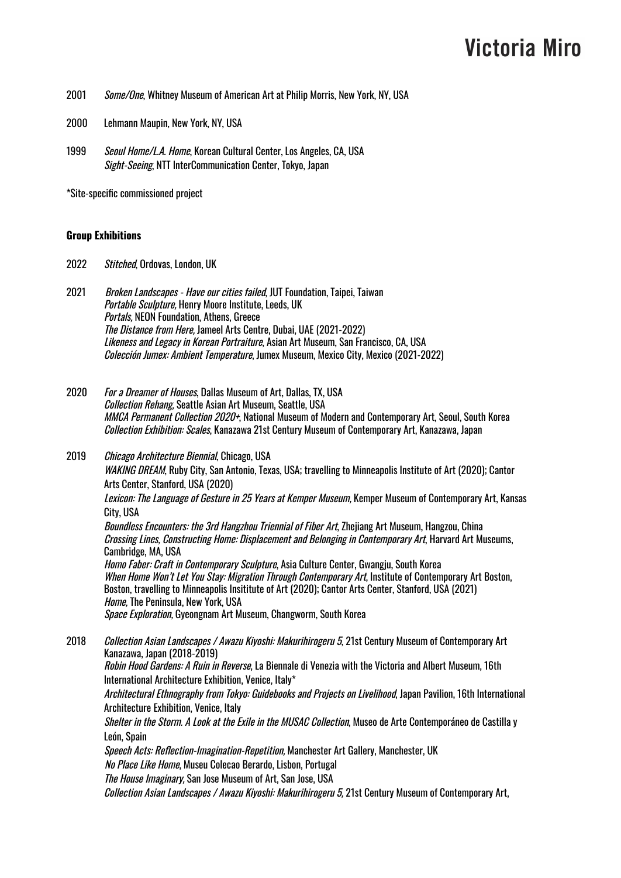2001 *Some/One*, Whitney Museum of American Art at Philip Morris, New York, NY, USA

2000 Lehmann Maupin, New York, NY, USA

1999 *Seoul Home/L.A. Home*, Korean Cultural Center, Los Angeles, CA, USA
*Sight-Seeing*, NTT InterCommunication Center, Tokyo, Japan

*Site-specific commissioned project

**Group Exhibitions**

2022 *Stitched*, Ordovas, London, UK

2021 *Broken Landscapes - Have our cities failed*, JUT Foundation, Taipei, Taiwan
*Portable Sculpture*, Henry Moore Institute, Leeds, UK
*Portals*, NEON Foundation, Athens, Greece
*The Distance from Here,* Jameel Arts Centre, Dubai, UAE (2021-2022)
*Likeness and Legacy in Korean Portraiture*, Asian Art Museum, San Francisco, CA, USA
*Colección Jumex: Ambient Temperature*, Jumex Museum, Mexico City, Mexico (2021-2022)

2020 *For a Dreamer of Houses*, Dallas Museum of Art, Dallas, TX, USA
*Collection Rehang,* Seattle Asian Art Museum, Seattle, USA
*MMCA Permanent Collection 2020+*, National Museum of Modern and Contemporary Art, Seoul, South Korea
*Collection Exhibition: Scales*, Kanazawa 21st Century Museum of Contemporary Art, Kanazawa, Japan

2019 *Chicago Architecture Biennial*, Chicago, USA
*WAKING DREAM*, Ruby City, San Antonio, Texas, USA; travelling to Minneapolis Institute of Art (2020); Cantor Arts Center, Stanford, USA (2020)
*Lexicon: The Language of Gesture in 25 Years at Kemper Museum,* Kemper Museum of Contemporary Art, Kansas City, USA
*Boundless Encounters: the 3rd Hangzhou Triennial of Fiber Art*, Zhejiang Art Museum, Hangzou, China
*Crossing Lines, Constructing Home: Displacement and Belonging in Contemporary Art*, Harvard Art Museums, Cambridge, MA, USA
*Homo Faber: Craft in Contemporary Sculpture*, Asia Culture Center, Gwangju, South Korea
*When Home Won't Let You Stay: Migration Through Contemporary Art*, Institute of Contemporary Art Boston, Boston, travelling to Minneapolis Insititute of Art (2020); Cantor Arts Center, Stanford, USA (2021)
*Home,* The Peninsula, New York, USA
*Space Exploration,* Gyeongnam Art Museum, Changworm, South Korea

2018 *Collection Asian Landscapes / Awazu Kiyoshi: Makurihirogeru 5*, 21st Century Museum of Contemporary Art Kanazawa, Japan (2018-2019)
*Robin Hood Gardens: A Ruin in Reverse*, La Biennale di Venezia with the Victoria and Albert Museum, 16th International Architecture Exhibition, Venice, Italy*
*Architectural Ethnography from Tokyo: Guidebooks and Projects on Livelihood*, Japan Pavilion, 16th International Architecture Exhibition, Venice, Italy
*Shelter in the Storm. A Look at the Exile in the MUSAC Collection*, Museo de Arte Contemporáneo de Castilla y León, Spain
*Speech Acts: Reflection-Imagination-Repetition,* Manchester Art Gallery, Manchester, UK
*No Place Like Home*, Museu Colecao Berardo, Lisbon, Portugal
*The House Imaginary,* San Jose Museum of Art, San Jose, USA
*Collection Asian Landscapes / Awazu Kiyoshi: Makurihirogeru 5,* 21st Century Museum of Contemporary Art,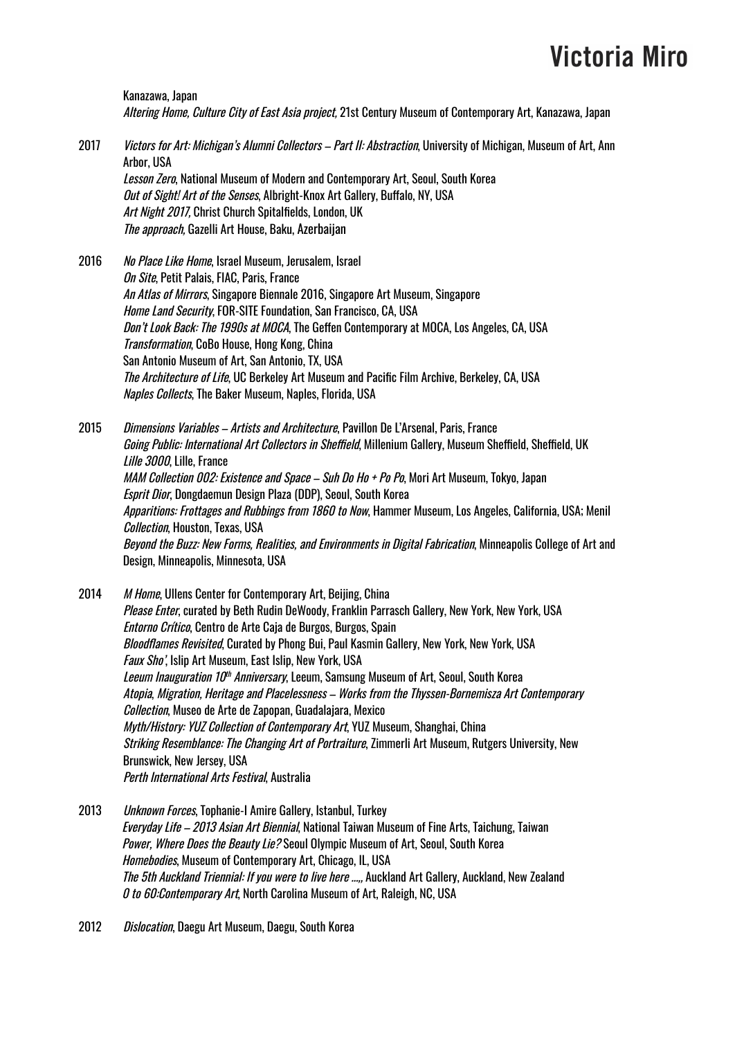Kanazawa, Japan
*Altering Home, Culture City of East Asia project,* 21st Century Museum of Contemporary Art, Kanazawa, Japan

2017 *Victors for Art: Michigan's Alumni Collectors – Part II: Abstraction*, University of Michigan, Museum of Art, Ann Arbor, USA
*Lesson Zero*, National Museum of Modern and Contemporary Art, Seoul, South Korea
*Out of Sight! Art of the Senses*, Albright-Knox Art Gallery, Buffalo, NY, USA
*Art Night 2017,* Christ Church Spitalfields, London, UK
*The approach,* Gazelli Art House, Baku, Azerbaijan

2016 *No Place Like Home*, Israel Museum, Jerusalem, Israel
*On Site*, Petit Palais, FIAC, Paris, France
*An Atlas of Mirrors*, Singapore Biennale 2016, Singapore Art Museum, Singapore
*Home Land Security*, FOR-SITE Foundation, San Francisco, CA, USA
*Don't Look Back: The 1990s at MOCA*, The Geffen Contemporary at MOCA, Los Angeles, CA, USA
*Transformation*, CoBo House, Hong Kong, China
San Antonio Museum of Art, San Antonio, TX, USA
*The Architecture of Life*, UC Berkeley Art Museum and Pacific Film Archive, Berkeley, CA, USA
*Naples Collects*, The Baker Museum, Naples, Florida, USA

2015 *Dimensions Variables – Artists and Architecture*, Pavillon De L'Arsenal, Paris, France
*Going Public: International Art Collectors in Sheffield*, Millenium Gallery, Museum Sheffield, Sheffield, UK
*Lille 3000*, Lille, France
*MAM Collection 002: Existence and Space – Suh Do Ho + Po Po*, Mori Art Museum, Tokyo, Japan
*Esprit Dior*, Dongdaemun Design Plaza (DDP), Seoul, South Korea
*Apparitions: Frottages and Rubbings from 1860 to Now*, Hammer Museum, Los Angeles, California, USA; Menil *Collection*, Houston, Texas, USA
*Beyond the Buzz: New Forms, Realities, and Environments in Digital Fabrication*, Minneapolis College of Art and Design, Minneapolis, Minnesota, USA

2014 *M Home*, Ullens Center for Contemporary Art, Beijing, China
*Please Enter*, curated by Beth Rudin DeWoody, Franklin Parrasch Gallery, New York, New York, USA
*Entorno Crítico*, Centro de Arte Caja de Burgos, Burgos, Spain
*Bloodflames Revisited*, Curated by Phong Bui, Paul Kasmin Gallery, New York, New York, USA
*Faux Sho'*, Islip Art Museum, East Islip, New York, USA
*Leeum Inauguration 10th Anniversary*, Leeum, Samsung Museum of Art, Seoul, South Korea
*Atopia, Migration, Heritage and Placelessness – Works from the Thyssen-Bornemisza Art Contemporary Collection*, Museo de Arte de Zapopan, Guadalajara, Mexico
*Myth/History: YUZ Collection of Contemporary Art*, YUZ Museum, Shanghai, China
*Striking Resemblance: The Changing Art of Portraiture*, Zimmerli Art Museum, Rutgers University, New Brunswick, New Jersey, USA
*Perth International Arts Festival*, Australia

2013 *Unknown Forces*, Tophanie-I Amire Gallery, Istanbul, Turkey
*Everyday Life – 2013 Asian Art Biennial*, National Taiwan Museum of Fine Arts, Taichung, Taiwan
*Power, Where Does the Beauty Lie?* Seoul Olympic Museum of Art, Seoul, South Korea
*Homebodies*, Museum of Contemporary Art, Chicago, IL, USA
*The 5th Auckland Triennial: If you were to live here ...,*, Auckland Art Gallery, Auckland, New Zealand
*0 to 60:Contemporary Art*, North Carolina Museum of Art, Raleigh, NC, USA

2012 *Dislocation*, Daegu Art Museum, Daegu, South Korea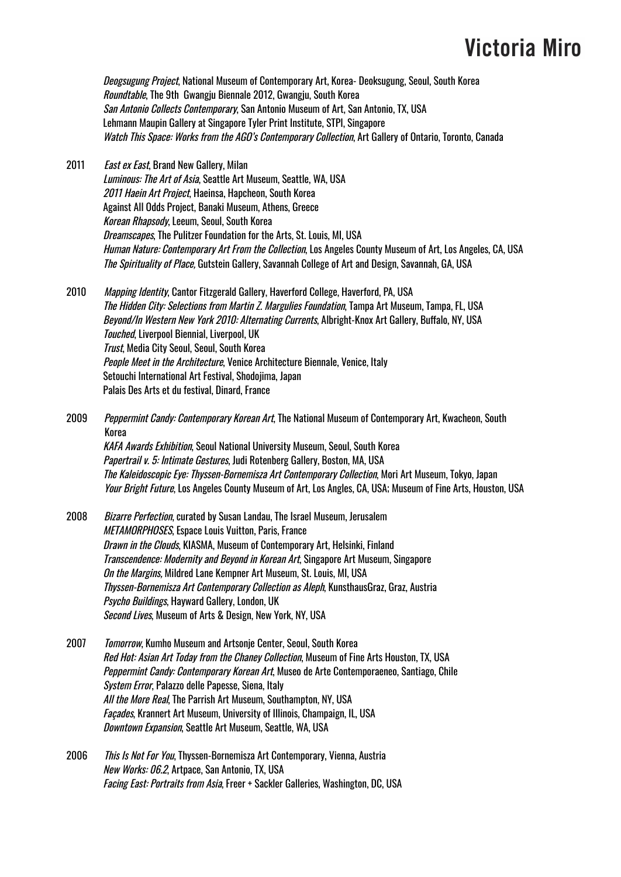*Deogsugung Project*, National Museum of Contemporary Art, Korea- Deoksugung, Seoul, South Korea
*Roundtable*, The 9th Gwangju Biennale 2012, Gwangju, South Korea
*San Antonio Collects Contemporary*, San Antonio Museum of Art, San Antonio, TX, USA
Lehmann Maupin Gallery at Singapore Tyler Print Institute, STPI, Singapore
*Watch This Space: Works from the AGO's Contemporary Collection*, Art Gallery of Ontario, Toronto, Canada

2011 *East ex East*, Brand New Gallery, Milan
*Luminous: The Art of Asia*, Seattle Art Museum, Seattle, WA, USA
*2011 Haein Art Project*, Haeinsa, Hapcheon, South Korea
Against All Odds Project, Banaki Museum, Athens, Greece
*Korean Rhapsody*, Leeum, Seoul, South Korea
*Dreamscapes*, The Pulitzer Foundation for the Arts, St. Louis, MI, USA
*Human Nature: Contemporary Art From the Collection*, Los Angeles County Museum of Art, Los Angeles, CA, USA
*The Spirituality of Place,* Gutstein Gallery, Savannah College of Art and Design, Savannah, GA, USA

2010 *Mapping Identity*, Cantor Fitzgerald Gallery, Haverford College, Haverford, PA, USA
*The Hidden City: Selections from Martin Z. Margulies Foundation*, Tampa Art Museum, Tampa, FL, USA
*Beyond/In Western New York 2010: Alternating Currents*, Albright-Knox Art Gallery, Buffalo, NY, USA
*Touched*, Liverpool Biennial, Liverpool, UK
*Trust*, Media City Seoul, Seoul, South Korea
*People Meet in the Architecture*, Venice Architecture Biennale, Venice, Italy
Setouchi International Art Festival, Shodojima, Japan
Palais Des Arts et du festival, Dinard, France

2009 *Peppermint Candy: Contemporary Korean Art*, The National Museum of Contemporary Art, Kwacheon, South Korea
*KAFA Awards Exhibition*, Seoul National University Museum, Seoul, South Korea
*Papertrail v. 5: Intimate Gestures*, Judi Rotenberg Gallery, Boston, MA, USA
*The Kaleidoscopic Eye: Thyssen-Bornemisza Art Contemporary Collection*, Mori Art Museum, Tokyo, Japan
*Your Bright Future*, Los Angeles County Museum of Art, Los Angles, CA, USA; Museum of Fine Arts, Houston, USA

2008 *Bizarre Perfection*, curated by Susan Landau, The Israel Museum, Jerusalem
*METAMORPHOSES*, Espace Louis Vuitton, Paris, France
*Drawn in the Clouds*, KIASMA, Museum of Contemporary Art, Helsinki, Finland
*Transcendence: Modernity and Beyond in Korean Art*, Singapore Art Museum, Singapore
*On the Margins,* Mildred Lane Kempner Art Museum, St. Louis, MI, USA
*Thyssen-Bornemisza Art Contemporary Collection as Aleph*, KunsthausGraz, Graz, Austria
*Psycho Buildings*, Hayward Gallery, London, UK
*Second Lives*, Museum of Arts & Design, New York, NY, USA

2007 *Tomorrow*, Kumho Museum and Artsonje Center, Seoul, South Korea
*Red Hot: Asian Art Today from the Chaney Collection*, Museum of Fine Arts Houston, TX, USA
*Peppermint Candy: Contemporary Korean Art*, Museo de Arte Contemporaeneo, Santiago, Chile
*System Error*, Palazzo delle Papesse, Siena, Italy
*All the More Real*, The Parrish Art Museum, Southampton, NY, USA
*Façades*, Krannert Art Museum, University of Illinois, Champaign, IL, USA
*Downtown Expansion*, Seattle Art Museum, Seattle, WA, USA

2006 *This Is Not For You*, Thyssen-Bornemisza Art Contemporary, Vienna, Austria
*New Works: 06.2*, Artpace, San Antonio, TX, USA
*Facing East: Portraits from Asia*, Freer + Sackler Galleries, Washington, DC, USA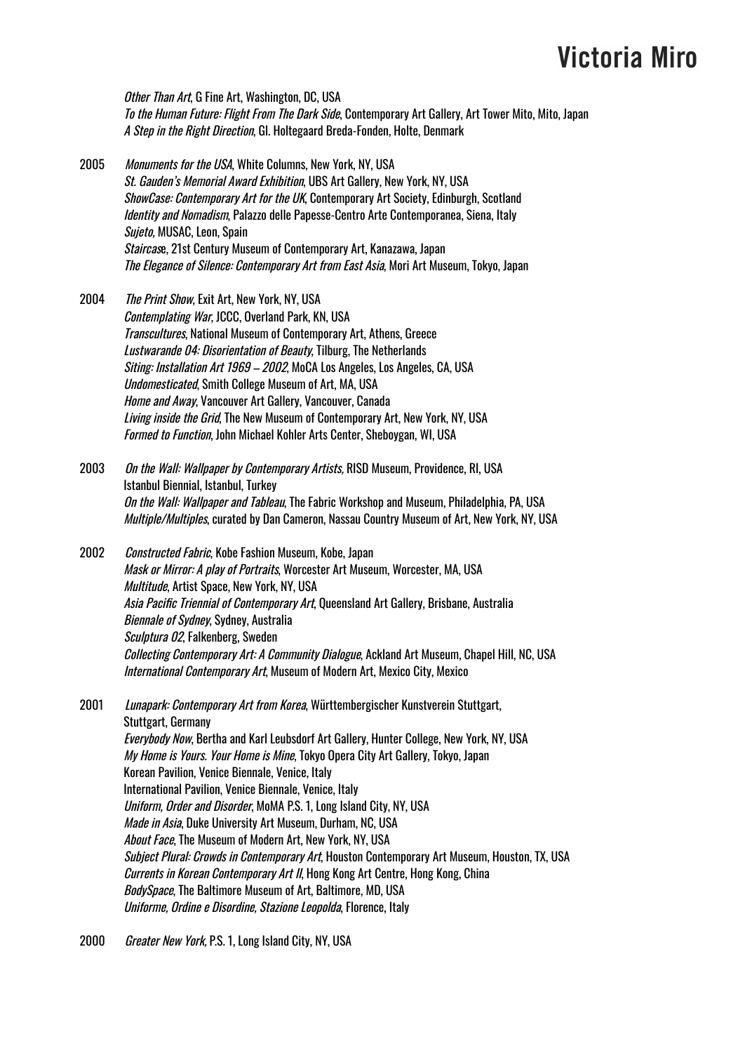*Other Than Art*, G Fine Art, Washington, DC, USA
*To the Human Future: Flight From The Dark Side*, Contemporary Art Gallery, Art Tower Mito, Mito, Japan
*A Step in the Right Direction*, Gl. Holtegaard Breda-Fonden, Holte, Denmark

2005 *Monuments for the USA*, White Columns, New York, NY, USA
*St. Gauden's Memorial Award Exhibition*, UBS Art Gallery, New York, NY, USA
*ShowCase: Contemporary Art for the UK*, Contemporary Art Society, Edinburgh, Scotland
*Identity and Nomadism*, Palazzo delle Papesse-Centro Arte Contemporanea, Siena, Italy
*Sujeto*, MUSAC, Leon, Spain
*Staircase*, 21st Century Museum of Contemporary Art, Kanazawa, Japan
*The Elegance of Silence: Contemporary Art from East Asia*, Mori Art Museum, Tokyo, Japan

2004 *The Print Show*, Exit Art, New York, NY, USA
*Contemplating War*, JCCC, Overland Park, KN, USA
*Transcultures*, National Museum of Contemporary Art, Athens, Greece
*Lustwarande 04: Disorientation of Beauty*, Tilburg, The Netherlands
*Siting: Installation Art 1969 – 2002*, MoCA Los Angeles, Los Angeles, CA, USA
*Undomesticated*, Smith College Museum of Art, MA, USA
*Home and Away*, Vancouver Art Gallery, Vancouver, Canada
*Living inside the Grid*, The New Museum of Contemporary Art, New York, NY, USA
*Formed to Function*, John Michael Kohler Arts Center, Sheboygan, WI, USA

2003 *On the Wall: Wallpaper by Contemporary Artists*, RISD Museum, Providence, RI, USA
Istanbul Biennial, Istanbul, Turkey
*On the Wall: Wallpaper and Tableau*, The Fabric Workshop and Museum, Philadelphia, PA, USA
*Multiple/Multiples*, curated by Dan Cameron, Nassau Country Museum of Art, New York, NY, USA

2002 *Constructed Fabric*, Kobe Fashion Museum, Kobe, Japan
*Mask or Mirror: A play of Portraits*, Worcester Art Museum, Worcester, MA, USA
*Multitude*, Artist Space, New York, NY, USA
*Asia Pacific Triennial of Contemporary Art*, Queensland Art Gallery, Brisbane, Australia
*Biennale of Sydney*, Sydney, Australia
*Sculptura 02*, Falkenberg, Sweden
*Collecting Contemporary Art: A Community Dialogue*, Ackland Art Museum, Chapel Hill, NC, USA
*International Contemporary Art*, Museum of Modern Art, Mexico City, Mexico

2001 *Lunapark: Contemporary Art from Korea*, Württembergischer Kunstverein Stuttgart, Stuttgart, Germany
*Everybody Now*, Bertha and Karl Leubsdorf Art Gallery, Hunter College, New York, NY, USA
*My Home is Yours. Your Home is Mine*, Tokyo Opera City Art Gallery, Tokyo, Japan
Korean Pavilion, Venice Biennale, Venice, Italy
International Pavilion, Venice Biennale, Venice, Italy
*Uniform, Order and Disorder*, MoMA P.S. 1, Long Island City, NY, USA
*Made in Asia*, Duke University Art Museum, Durham, NC, USA
*About Face*, The Museum of Modern Art, New York, NY, USA
*Subject Plural: Crowds in Contemporary Art*, Houston Contemporary Art Museum, Houston, TX, USA
*Currents in Korean Contemporary Art II*, Hong Kong Art Centre, Hong Kong, China
*BodySpace*, The Baltimore Museum of Art, Baltimore, MD, USA
*Uniforme, Ordine e Disordine, Stazione Leopolda*, Florence, Italy

2000 *Greater New York*, P.S. 1, Long Island City, NY, USA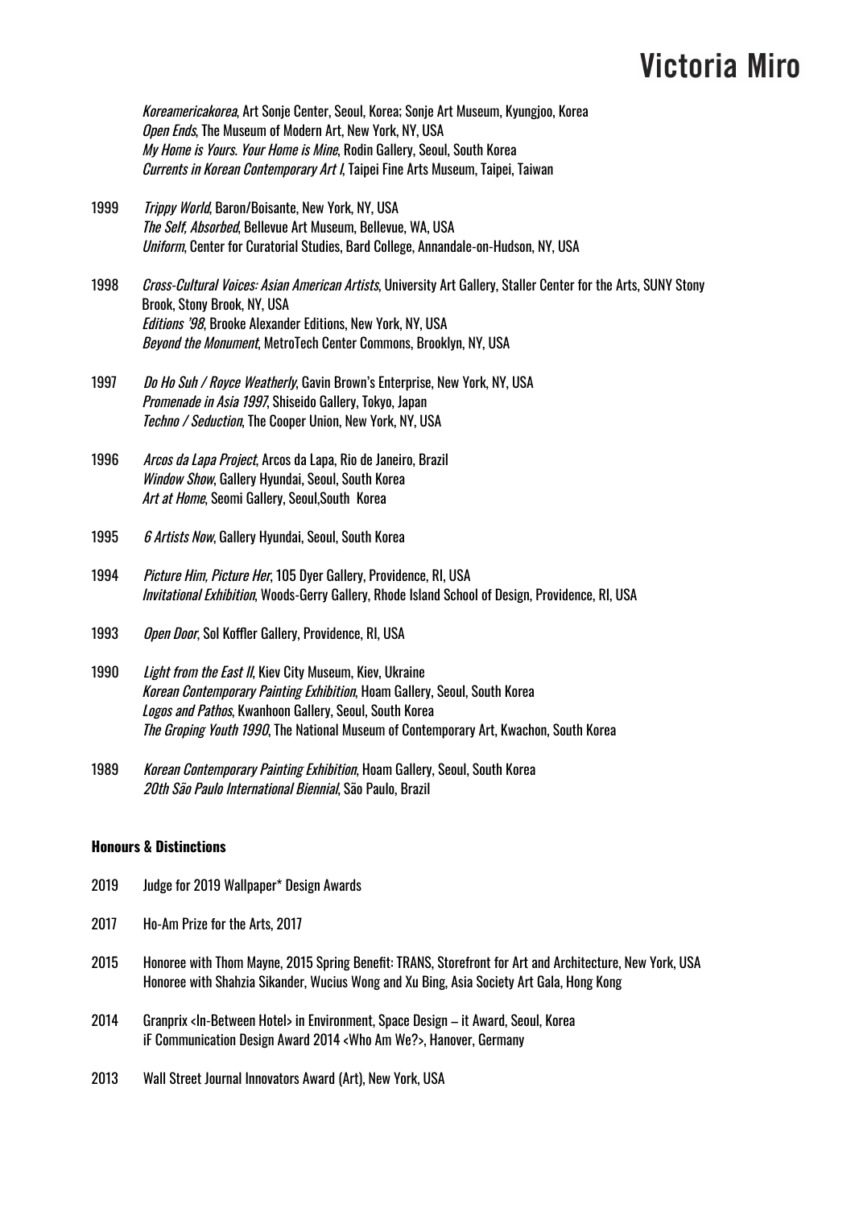*Koreamericakorea*, Art Sonje Center, Seoul, Korea; Sonje Art Museum, Kyungjoo, Korea
*Open Ends*, The Museum of Modern Art, New York, NY, USA
*My Home is Yours. Your Home is Mine*, Rodin Gallery, Seoul, South Korea
*Currents in Korean Contemporary Art I*, Taipei Fine Arts Museum, Taipei, Taiwan

1999 *Trippy World*, Baron/Boisante, New York, NY, USA
*The Self, Absorbed*, Bellevue Art Museum, Bellevue, WA, USA
*Uniform*, Center for Curatorial Studies, Bard College, Annandale-on-Hudson, NY, USA

1998 *Cross-Cultural Voices: Asian American Artists*, University Art Gallery, Staller Center for the Arts, SUNY Stony Brook, Stony Brook, NY, USA
*Editions '98*, Brooke Alexander Editions, New York, NY, USA
*Beyond the Monument*, MetroTech Center Commons, Brooklyn, NY, USA

1997 *Do Ho Suh / Royce Weatherly*, Gavin Brown's Enterprise, New York, NY, USA
*Promenade in Asia 1997*, Shiseido Gallery, Tokyo, Japan
*Techno / Seduction*, The Cooper Union, New York, NY, USA

1996 *Arcos da Lapa Project*, Arcos da Lapa, Rio de Janeiro, Brazil
*Window Show*, Gallery Hyundai, Seoul, South Korea
*Art at Home*, Seomi Gallery, Seoul,South Korea

1995 *6 Artists Now*, Gallery Hyundai, Seoul, South Korea

1994 *Picture Him, Picture Her*, 105 Dyer Gallery, Providence, RI, USA
*Invitational Exhibition*, Woods-Gerry Gallery, Rhode Island School of Design, Providence, RI, USA

1993 *Open Door*, Sol Koffler Gallery, Providence, RI, USA

1990 *Light from the East II*, Kiev City Museum, Kiev, Ukraine
*Korean Contemporary Painting Exhibition*, Hoam Gallery, Seoul, South Korea
*Logos and Pathos*, Kwanhoon Gallery, Seoul, South Korea
*The Groping Youth 1990*, The National Museum of Contemporary Art, Kwachon, South Korea

1989 *Korean Contemporary Painting Exhibition*, Hoam Gallery, Seoul, South Korea
*20th São Paulo International Biennial*, São Paulo, Brazil

**Honours & Distinctions**

2019 Judge for 2019 Wallpaper* Design Awards

2017 Ho-Am Prize for the Arts, 2017

2015 Honoree with Thom Mayne, 2015 Spring Benefit: TRANS, Storefront for Art and Architecture, New York, USA
Honoree with Shahzia Sikander, Wucius Wong and Xu Bing, Asia Society Art Gala, Hong Kong

2014 Granprix <In-Between Hotel> in Environment, Space Design – it Award, Seoul, Korea
iF Communication Design Award 2014 <Who Am We?>, Hanover, Germany

2013 Wall Street Journal Innovators Award (Art), New York, USA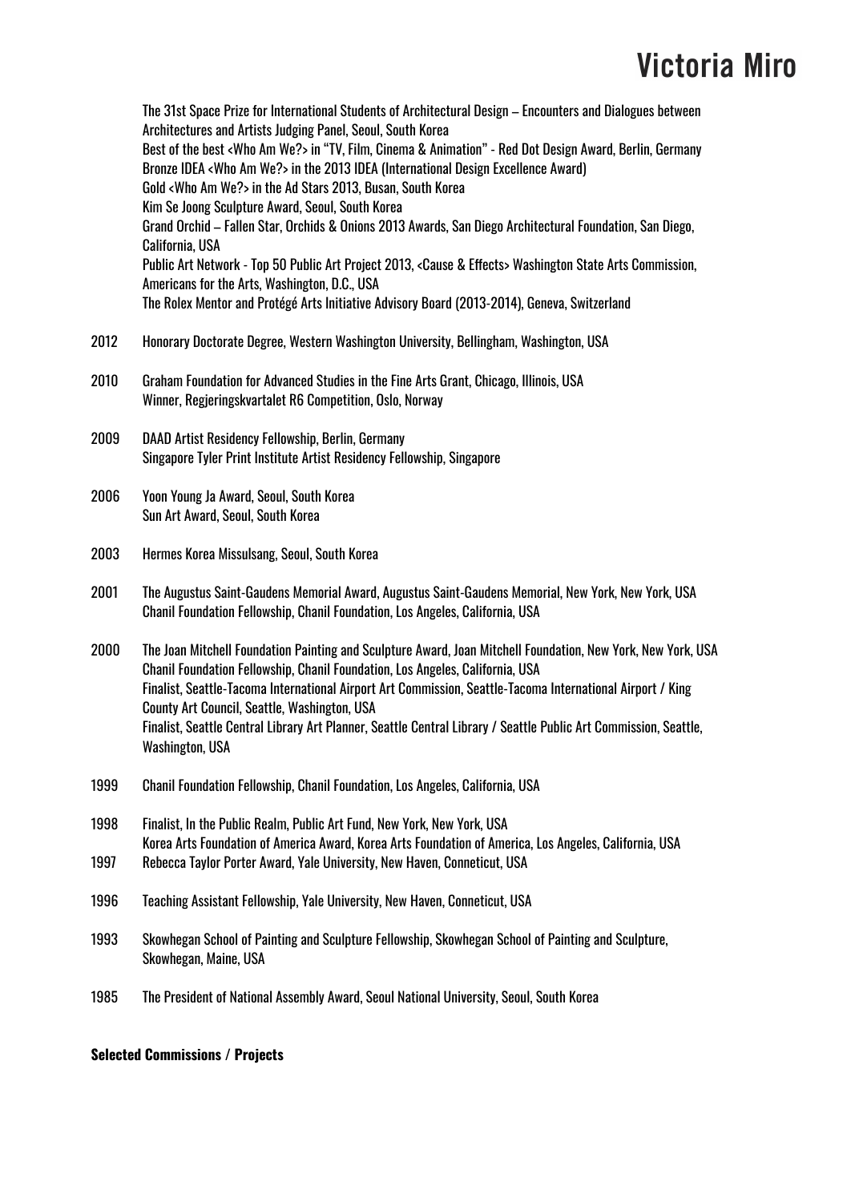The 31st Space Prize for International Students of Architectural Design – Encounters and Dialogues between Architectures and Artists Judging Panel, Seoul, South Korea
Best of the best <Who Am We?> in "TV, Film, Cinema & Animation" - Red Dot Design Award, Berlin, Germany
Bronze IDEA <Who Am We?> in the 2013 IDEA (International Design Excellence Award)
Gold <Who Am We?> in the Ad Stars 2013, Busan, South Korea
Kim Se Joong Sculpture Award, Seoul, South Korea
Grand Orchid – Fallen Star, Orchids & Onions 2013 Awards, San Diego Architectural Foundation, San Diego, California, USA
Public Art Network - Top 50 Public Art Project 2013, <Cause & Effects> Washington State Arts Commission, Americans for the Arts, Washington, D.C., USA
The Rolex Mentor and Protégé Arts Initiative Advisory Board (2013-2014), Geneva, Switzerland

2012 Honorary Doctorate Degree, Western Washington University, Bellingham, Washington, USA

2010 Graham Foundation for Advanced Studies in the Fine Arts Grant, Chicago, Illinois, USA
Winner, Regjeringskvartalet R6 Competition, Oslo, Norway

2009 DAAD Artist Residency Fellowship, Berlin, Germany
Singapore Tyler Print Institute Artist Residency Fellowship, Singapore

2006 Yoon Young Ja Award, Seoul, South Korea
Sun Art Award, Seoul, South Korea

2003 Hermes Korea Missulsang, Seoul, South Korea

2001 The Augustus Saint-Gaudens Memorial Award, Augustus Saint-Gaudens Memorial, New York, New York, USA
Chanil Foundation Fellowship, Chanil Foundation, Los Angeles, California, USA

2000 The Joan Mitchell Foundation Painting and Sculpture Award, Joan Mitchell Foundation, New York, New York, USA
Chanil Foundation Fellowship, Chanil Foundation, Los Angeles, California, USA
Finalist, Seattle-Tacoma International Airport Art Commission, Seattle-Tacoma International Airport / King County Art Council, Seattle, Washington, USA
Finalist, Seattle Central Library Art Planner, Seattle Central Library / Seattle Public Art Commission, Seattle, Washington, USA

1999 Chanil Foundation Fellowship, Chanil Foundation, Los Angeles, California, USA

1998 Finalist, In the Public Realm, Public Art Fund, New York, New York, USA
Korea Arts Foundation of America Award, Korea Arts Foundation of America, Los Angeles, California, USA

1997 Rebecca Taylor Porter Award, Yale University, New Haven, Conneticut, USA

1996 Teaching Assistant Fellowship, Yale University, New Haven, Conneticut, USA

1993 Skowhegan School of Painting and Sculpture Fellowship, Skowhegan School of Painting and Sculpture, Skowhegan, Maine, USA

1985 The President of National Assembly Award, Seoul National University, Seoul, South Korea

**Selected Commissions / Projects**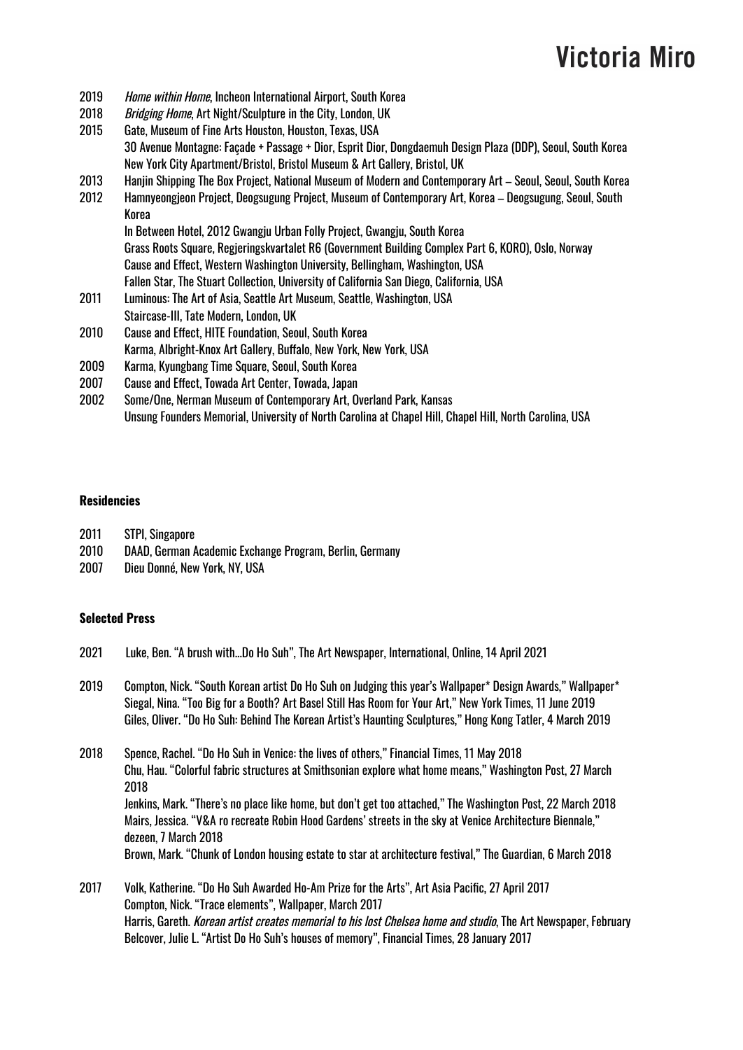2019 *Home within Home*, Incheon International Airport, South Korea
2018 *Bridging Home*, Art Night/Sculpture in the City, London, UK
2015 Gate, Museum of Fine Arts Houston, Houston, Texas, USA
30 Avenue Montagne: Façade + Passage + Dior, Esprit Dior, Dongdaemuh Design Plaza (DDP), Seoul, South Korea
New York City Apartment/Bristol, Bristol Museum & Art Gallery, Bristol, UK
2013 Hanjin Shipping The Box Project, National Museum of Modern and Contemporary Art – Seoul, Seoul, South Korea
2012 Hamnyeongjeon Project, Deogsugung Project, Museum of Contemporary Art, Korea – Deogsugung, Seoul, South Korea
In Between Hotel, 2012 Gwangju Urban Folly Project, Gwangju, South Korea
Grass Roots Square, Regjeringskvartalet R6 (Government Building Complex Part 6, KORO), Oslo, Norway
Cause and Effect, Western Washington University, Bellingham, Washington, USA
Fallen Star, The Stuart Collection, University of California San Diego, California, USA
2011 Luminous: The Art of Asia, Seattle Art Museum, Seattle, Washington, USA
Staircase-III, Tate Modern, London, UK
2010 Cause and Effect, HITE Foundation, Seoul, South Korea
Karma, Albright-Knox Art Gallery, Buffalo, New York, New York, USA
2009 Karma, Kyungbang Time Square, Seoul, South Korea
2007 Cause and Effect, Towada Art Center, Towada, Japan
2002 Some/One, Nerman Museum of Contemporary Art, Overland Park, Kansas
Unsung Founders Memorial, University of North Carolina at Chapel Hill, Chapel Hill, North Carolina, USA

**Residencies**

2011 STPI, Singapore
2010 DAAD, German Academic Exchange Program, Berlin, Germany
2007 Dieu Donné, New York, NY, USA

**Selected Press**

2021 Luke, Ben. "A brush with...Do Ho Suh", The Art Newspaper, International, Online, 14 April 2021

2019 Compton, Nick. "South Korean artist Do Ho Suh on Judging this year's Wallpaper* Design Awards," Wallpaper*
Siegal, Nina. "Too Big for a Booth? Art Basel Still Has Room for Your Art," New York Times, 11 June 2019
Giles, Oliver. "Do Ho Suh: Behind The Korean Artist's Haunting Sculptures," Hong Kong Tatler, 4 March 2019

2018 Spence, Rachel. "Do Ho Suh in Venice: the lives of others," Financial Times, 11 May 2018
Chu, Hau. "Colorful fabric structures at Smithsonian explore what home means," Washington Post, 27 March 2018
Jenkins, Mark. "There's no place like home, but don't get too attached," The Washington Post, 22 March 2018
Mairs, Jessica. "V&A ro recreate Robin Hood Gardens' streets in the sky at Venice Architecture Biennale," dezeen, 7 March 2018
Brown, Mark. "Chunk of London housing estate to star at architecture festival," The Guardian, 6 March 2018

2017 Volk, Katherine. "Do Ho Suh Awarded Ho-Am Prize for the Arts", Art Asia Pacific, 27 April 2017
Compton, Nick. "Trace elements", Wallpaper, March 2017
Harris, Gareth. *Korean artist creates memorial to his lost Chelsea home and studio*, The Art Newspaper, February
Belcover, Julie L. "Artist Do Ho Suh's houses of memory", Financial Times, 28 January 2017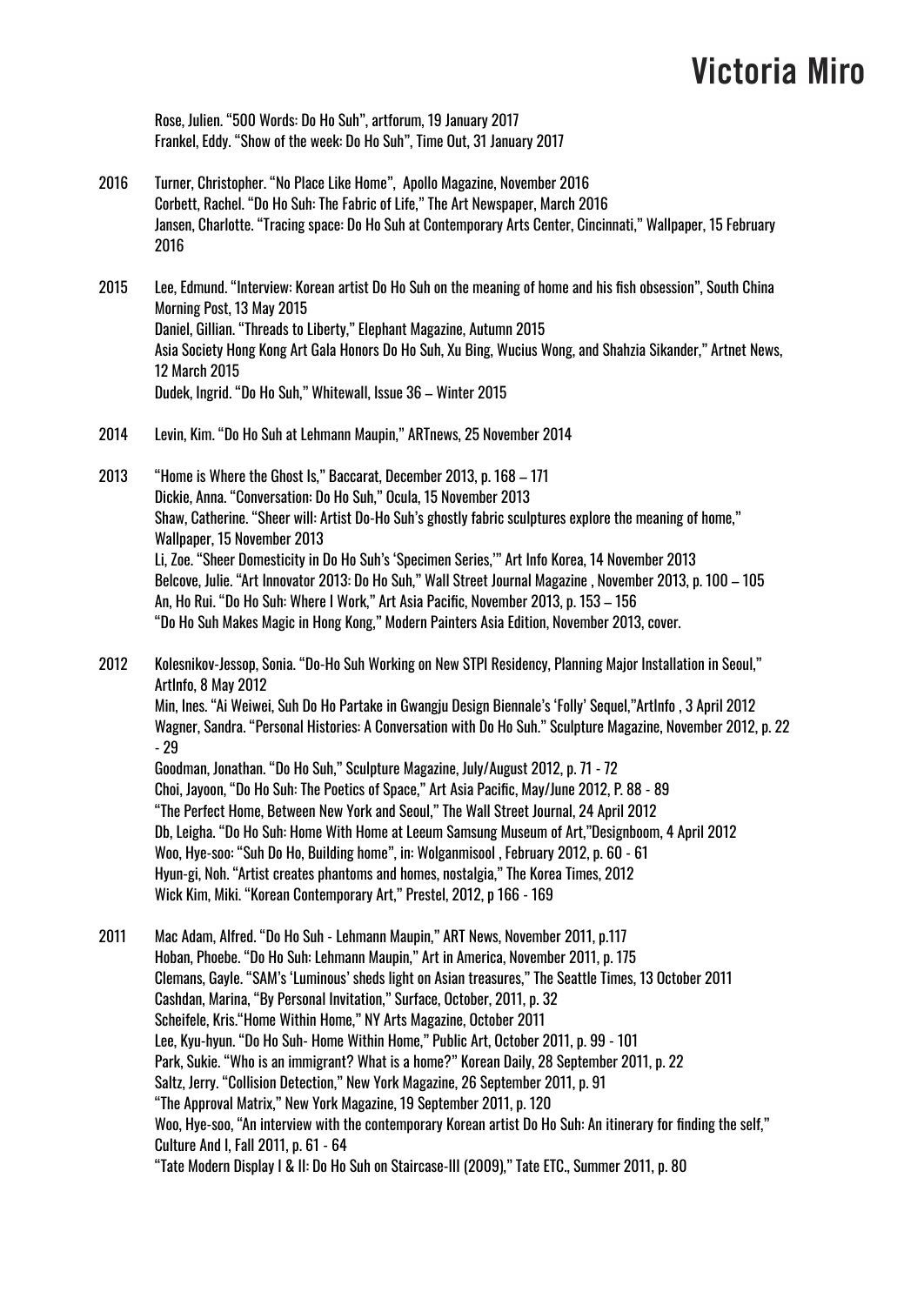Rose, Julien. "500 Words: Do Ho Suh", artforum, 19 January 2017
Frankel, Eddy. "Show of the week: Do Ho Suh", Time Out, 31 January 2017

2016 Turner, Christopher. "No Place Like Home", Apollo Magazine, November 2016
Corbett, Rachel. "Do Ho Suh: The Fabric of Life," The Art Newspaper, March 2016
Jansen, Charlotte. "Tracing space: Do Ho Suh at Contemporary Arts Center, Cincinnati," Wallpaper, 15 February 2016

2015 Lee, Edmund. "Interview: Korean artist Do Ho Suh on the meaning of home and his fish obsession", South China Morning Post, 13 May 2015
Daniel, Gillian. "Threads to Liberty," Elephant Magazine, Autumn 2015
Asia Society Hong Kong Art Gala Honors Do Ho Suh, Xu Bing, Wucius Wong, and Shahzia Sikander," Artnet News, 12 March 2015
Dudek, Ingrid. "Do Ho Suh," Whitewall, Issue 36 – Winter 2015

2014 Levin, Kim. "Do Ho Suh at Lehmann Maupin," ARTnews, 25 November 2014

2013 "Home is Where the Ghost Is," Baccarat, December 2013, p. 168 – 171
Dickie, Anna. "Conversation: Do Ho Suh," Ocula, 15 November 2013
Shaw, Catherine. "Sheer will: Artist Do-Ho Suh's ghostly fabric sculptures explore the meaning of home," Wallpaper, 15 November 2013
Li, Zoe. "Sheer Domesticity in Do Ho Suh's 'Specimen Series,'" Art Info Korea, 14 November 2013
Belcove, Julie. "Art Innovator 2013: Do Ho Suh," Wall Street Journal Magazine , November 2013, p. 100 – 105
An, Ho Rui. "Do Ho Suh: Where I Work," Art Asia Pacific, November 2013, p. 153 – 156
"Do Ho Suh Makes Magic in Hong Kong," Modern Painters Asia Edition, November 2013, cover.

2012 Kolesnikov-Jessop, Sonia. "Do-Ho Suh Working on New STPI Residency, Planning Major Installation in Seoul," ArtInfo, 8 May 2012
Min, Ines. "Ai Weiwei, Suh Do Ho Partake in Gwangju Design Biennale's 'Folly' Sequel,"ArtInfo , 3 April 2012
Wagner, Sandra. "Personal Histories: A Conversation with Do Ho Suh." Sculpture Magazine, November 2012, p. 22 - 29
Goodman, Jonathan. "Do Ho Suh," Sculpture Magazine, July/August 2012, p. 71 - 72
Choi, Jayoon, "Do Ho Suh: The Poetics of Space," Art Asia Pacific, May/June 2012, P. 88 - 89
"The Perfect Home, Between New York and Seoul," The Wall Street Journal, 24 April 2012
Db, Leigha. "Do Ho Suh: Home With Home at Leeum Samsung Museum of Art,"Designboom, 4 April 2012
Woo, Hye-soo: "Suh Do Ho, Building home", in: Wolganmisool , February 2012, p. 60 - 61
Hyun-gi, Noh. "Artist creates phantoms and homes, nostalgia," The Korea Times, 2012
Wick Kim, Miki. "Korean Contemporary Art," Prestel, 2012, p 166 - 169

2011 Mac Adam, Alfred. "Do Ho Suh - Lehmann Maupin," ART News, November 2011, p.117
Hoban, Phoebe. "Do Ho Suh: Lehmann Maupin," Art in America, November 2011, p. 175
Clemans, Gayle. "SAM's 'Luminous' sheds light on Asian treasures," The Seattle Times, 13 October 2011
Cashdan, Marina, "By Personal Invitation," Surface, October, 2011, p. 32
Scheifele, Kris."Home Within Home," NY Arts Magazine, October 2011
Lee, Kyu-hyun. "Do Ho Suh- Home Within Home," Public Art, October 2011, p. 99 - 101
Park, Sukie. "Who is an immigrant? What is a home?" Korean Daily, 28 September 2011, p. 22
Saltz, Jerry. "Collision Detection," New York Magazine, 26 September 2011, p. 91
"The Approval Matrix," New York Magazine, 19 September 2011, p. 120
Woo, Hye-soo, "An interview with the contemporary Korean artist Do Ho Suh: An itinerary for finding the self," Culture And I, Fall 2011, p. 61 - 64
"Tate Modern Display I & II: Do Ho Suh on Staircase-III (2009)," Tate ETC., Summer 2011, p. 80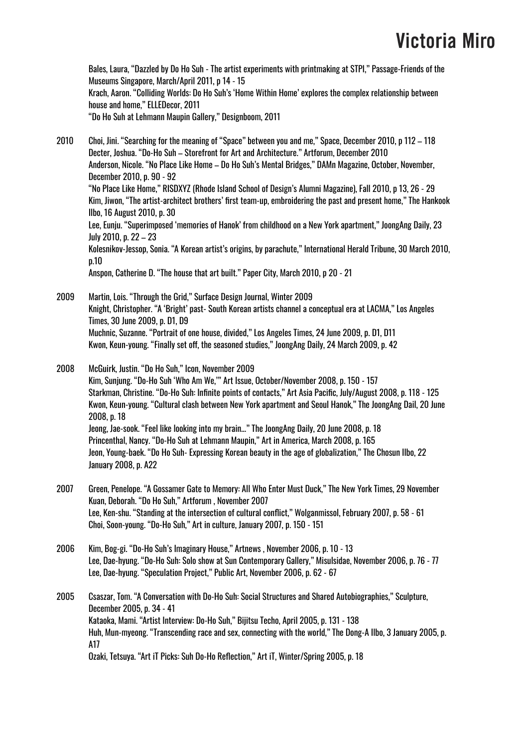Bales, Laura, "Dazzled by Do Ho Suh - The artist experiments with printmaking at STPI," Passage-Friends of the Museums Singapore, March/April 2011, p 14 - 15
Krach, Aaron. "Colliding Worlds: Do Ho Suh's 'Home Within Home' explores the complex relationship between house and home," ELLEDecor, 2011
"Do Ho Suh at Lehmann Maupin Gallery," Designboom, 2011

2010 Choi, Jini. "Searching for the meaning of "Space" between you and me," Space, December 2010, p 112 – 118
Decter, Joshua. "Do-Ho Suh – Storefront for Art and Architecture." Artforum, December 2010
Anderson, Nicole. "No Place Like Home – Do Ho Suh's Mental Bridges," DAMn Magazine, October, November, December 2010, p. 90 - 92
"No Place Like Home," RISDXYZ (Rhode Island School of Design's Alumni Magazine), Fall 2010, p 13, 26 - 29
Kim, Jiwon, "The artist-architect brothers' first team-up, embroidering the past and present home," The Hankook Ilbo, 16 August 2010, p. 30
Lee, Eunju. "Superimposed 'memories of Hanok' from childhood on a New York apartment," JoongAng Daily, 23 July 2010, p. 22 – 23
Kolesnikov-Jessop, Sonia. "A Korean artist's origins, by parachute," International Herald Tribune, 30 March 2010, p.10
Anspon, Catherine D. "The house that art built." Paper City, March 2010, p 20 - 21

2009 Martin, Lois. "Through the Grid," Surface Design Journal, Winter 2009
Knight, Christopher. "A 'Bright' past- South Korean artists channel a conceptual era at LACMA," Los Angeles Times, 30 June 2009, p. D1, D9
Muchnic, Suzanne. "Portrait of one house, divided," Los Angeles Times, 24 June 2009, p. D1, D11
Kwon, Keun-young. "Finally set off, the seasoned studies," JoongAng Daily, 24 March 2009, p. 42

2008 McGuirk, Justin. "Do Ho Suh," Icon, November 2009
Kim, Sunjung. "Do-Ho Suh 'Who Am We,'" Art Issue, October/November 2008, p. 150 - 157
Starkman, Christine. "Do-Ho Suh: Infinite points of contacts," Art Asia Pacific, July/August 2008, p. 118 - 125
Kwon, Keun-young. "Cultural clash between New York apartment and Seoul Hanok," The JoongAng Dail, 20 June 2008, p. 18
Jeong, Jae-sook. "Feel like looking into my brain…" The JoongAng Daily, 20 June 2008, p. 18
Princenthal, Nancy. "Do-Ho Suh at Lehmann Maupin," Art in America, March 2008, p. 165
Jeon, Young-baek. "Do Ho Suh- Expressing Korean beauty in the age of globalization," The Chosun Ilbo, 22 January 2008, p. A22

2007 Green, Penelope. "A Gossamer Gate to Memory: All Who Enter Must Duck," The New York Times, 29 November
Kuan, Deborah. "Do Ho Suh," Artforum , November 2007
Lee, Ken-shu. "Standing at the intersection of cultural conflict," Wolganmissol, February 2007, p. 58 - 61
Choi, Soon-young. "Do-Ho Suh," Art in culture, January 2007, p. 150 - 151

2006 Kim, Bog-gi. "Do-Ho Suh's Imaginary House," Artnews , November 2006, p. 10 - 13
Lee, Dae-hyung. "Do-Ho Suh: Solo show at Sun Contemporary Gallery," Misulsidae, November 2006, p. 76 - 77
Lee, Dae-hyung. "Speculation Project," Public Art, November 2006, p. 62 - 67

2005 Csaszar, Tom. "A Conversation with Do-Ho Suh: Social Structures and Shared Autobiographies," Sculpture, December 2005, p. 34 - 41
Kataoka, Mami. "Artist Interview: Do-Ho Suh," Bijitsu Techo, April 2005, p. 131 - 138
Huh, Mun-myeong. "Transcending race and sex, connecting with the world," The Dong-A Ilbo, 3 January 2005, p. A17
Ozaki, Tetsuya. "Art iT Picks: Suh Do-Ho Reflection," Art iT, Winter/Spring 2005, p. 18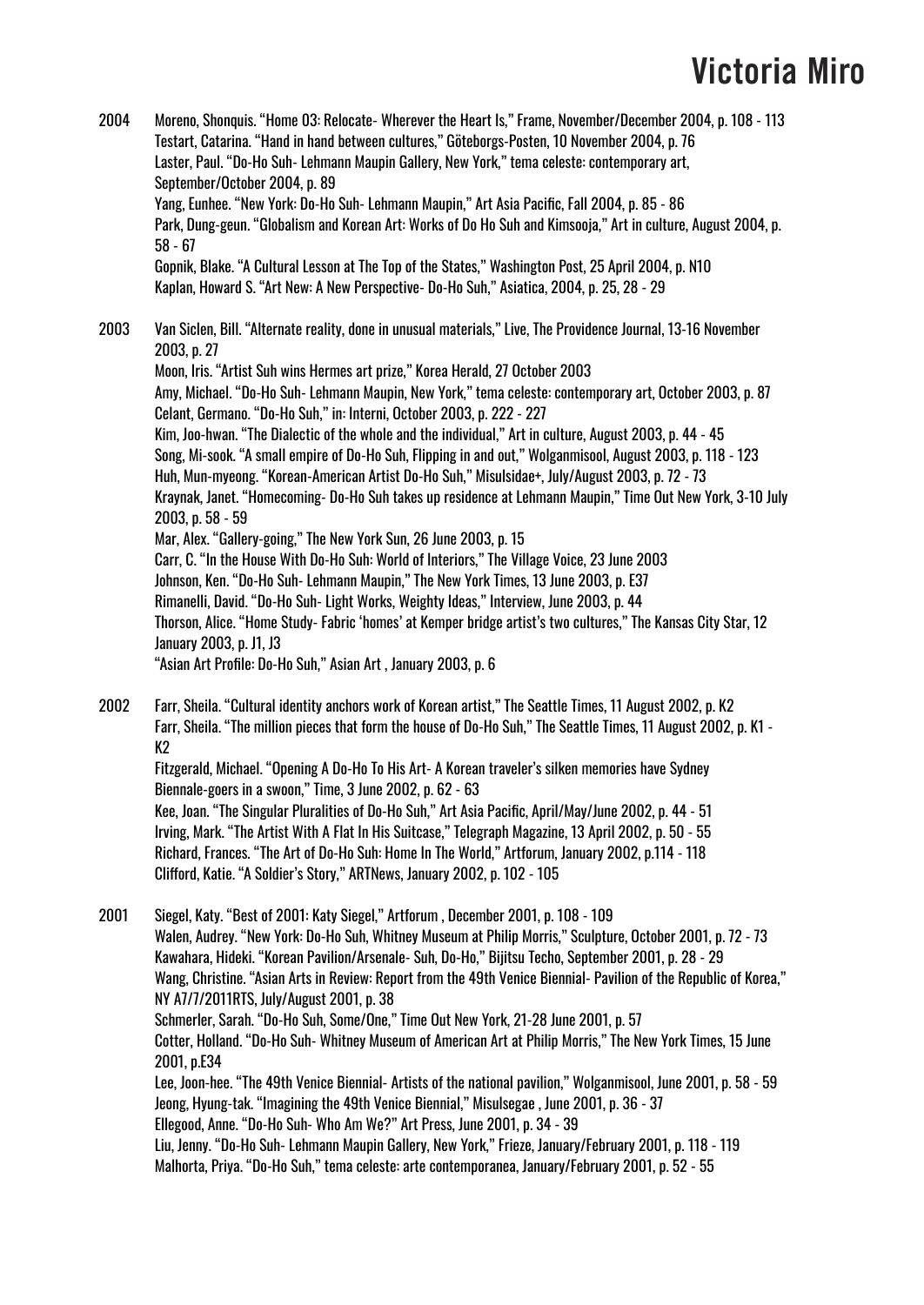2004 Moreno, Shonquis. "Home 03: Relocate- Wherever the Heart Is," Frame, November/December 2004, p. 108 - 113
Testart, Catarina. "Hand in hand between cultures," Göteborgs-Posten, 10 November 2004, p. 76
Laster, Paul. "Do-Ho Suh- Lehmann Maupin Gallery, New York," tema celeste: contemporary art, September/October 2004, p. 89
Yang, Eunhee. "New York: Do-Ho Suh- Lehmann Maupin," Art Asia Pacific, Fall 2004, p. 85 - 86
Park, Dung-geun. "Globalism and Korean Art: Works of Do Ho Suh and Kimsooja," Art in culture, August 2004, p. 58 - 67
Gopnik, Blake. "A Cultural Lesson at The Top of the States," Washington Post, 25 April 2004, p. N10
Kaplan, Howard S. "Art New: A New Perspective- Do-Ho Suh," Asiatica, 2004, p. 25, 28 - 29

2003 Van Siclen, Bill. "Alternate reality, done in unusual materials," Live, The Providence Journal, 13-16 November 2003, p. 27
Moon, Iris. "Artist Suh wins Hermes art prize," Korea Herald, 27 October 2003
Amy, Michael. "Do-Ho Suh- Lehmann Maupin, New York," tema celeste: contemporary art, October 2003, p. 87
Celant, Germano. "Do-Ho Suh," in: Interni, October 2003, p. 222 - 227
Kim, Joo-hwan. "The Dialectic of the whole and the individual," Art in culture, August 2003, p. 44 - 45
Song, Mi-sook. "A small empire of Do-Ho Suh, Flipping in and out," Wolganmisool, August 2003, p. 118 - 123
Huh, Mun-myeong. "Korean-American Artist Do-Ho Suh," Misulsidae+, July/August 2003, p. 72 - 73
Kraynak, Janet. "Homecoming- Do-Ho Suh takes up residence at Lehmann Maupin," Time Out New York, 3-10 July 2003, p. 58 - 59
Mar, Alex. "Gallery-going," The New York Sun, 26 June 2003, p. 15
Carr, C. "In the House With Do-Ho Suh: World of Interiors," The Village Voice, 23 June 2003
Johnson, Ken. "Do-Ho Suh- Lehmann Maupin," The New York Times, 13 June 2003, p. E37
Rimanelli, David. "Do-Ho Suh- Light Works, Weighty Ideas," Interview, June 2003, p. 44
Thorson, Alice. "Home Study- Fabric 'homes' at Kemper bridge artist's two cultures," The Kansas City Star, 12 January 2003, p. J1, J3
"Asian Art Profile: Do-Ho Suh," Asian Art , January 2003, p. 6

2002 Farr, Sheila. "Cultural identity anchors work of Korean artist," The Seattle Times, 11 August 2002, p. K2
Farr, Sheila. "The million pieces that form the house of Do-Ho Suh," The Seattle Times, 11 August 2002, p. K1 - K2
Fitzgerald, Michael. "Opening A Do-Ho To His Art- A Korean traveler's silken memories have Sydney Biennale-goers in a swoon," Time, 3 June 2002, p. 62 - 63
Kee, Joan. "The Singular Pluralities of Do-Ho Suh," Art Asia Pacific, April/May/June 2002, p. 44 - 51
Irving, Mark. "The Artist With A Flat In His Suitcase," Telegraph Magazine, 13 April 2002, p. 50 - 55
Richard, Frances. "The Art of Do-Ho Suh: Home In The World," Artforum, January 2002, p.114 - 118
Clifford, Katie. "A Soldier's Story," ARTNews, January 2002, p. 102 - 105

2001 Siegel, Katy. "Best of 2001: Katy Siegel," Artforum , December 2001, p. 108 - 109
Walen, Audrey. "New York: Do-Ho Suh, Whitney Museum at Philip Morris," Sculpture, October 2001, p. 72 - 73
Kawahara, Hideki. "Korean Pavilion/Arsenale- Suh, Do-Ho," Bijitsu Techo, September 2001, p. 28 - 29
Wang, Christine. "Asian Arts in Review: Report from the 49th Venice Biennial- Pavilion of the Republic of Korea," NY A7/7/2011RTS, July/August 2001, p. 38
Schmerler, Sarah. "Do-Ho Suh, Some/One," Time Out New York, 21-28 June 2001, p. 57
Cotter, Holland. "Do-Ho Suh- Whitney Museum of American Art at Philip Morris," The New York Times, 15 June 2001, p.E34
Lee, Joon-hee. "The 49th Venice Biennial- Artists of the national pavilion," Wolganmisool, June 2001, p. 58 - 59
Jeong, Hyung-tak. "Imagining the 49th Venice Biennial," Misulsegae , June 2001, p. 36 - 37
Ellegood, Anne. "Do-Ho Suh- Who Am We?" Art Press, June 2001, p. 34 - 39
Liu, Jenny. "Do-Ho Suh- Lehmann Maupin Gallery, New York," Frieze, January/February 2001, p. 118 - 119
Malhorta, Priya. "Do-Ho Suh," tema celeste: arte contemporanea, January/February 2001, p. 52 - 55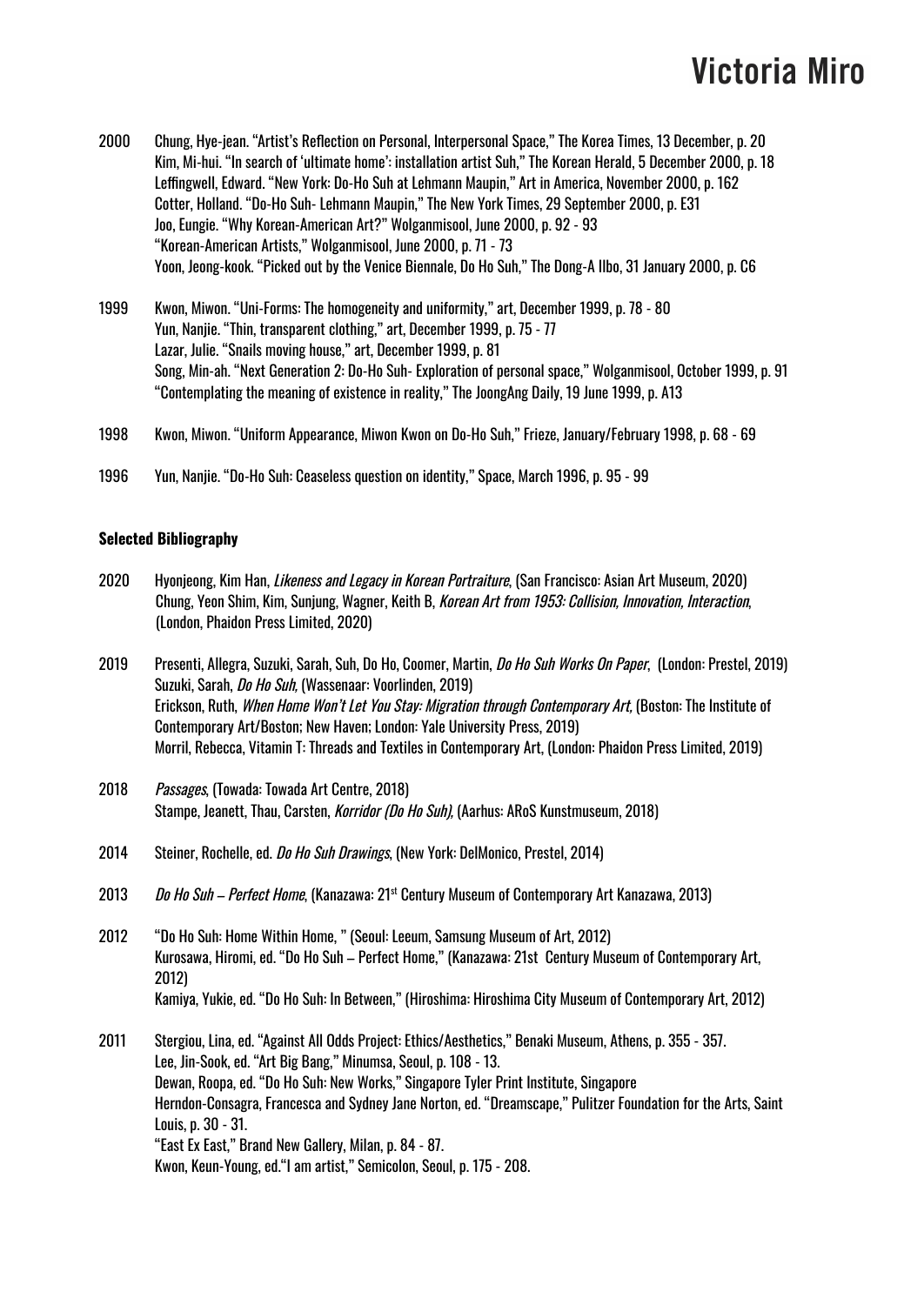2000 Chung, Hye-jean. "Artist's Reflection on Personal, Interpersonal Space," The Korea Times, 13 December, p. 20
Kim, Mi-hui. "In search of 'ultimate home': installation artist Suh," The Korean Herald, 5 December 2000, p. 18
Leffingwell, Edward. "New York: Do-Ho Suh at Lehmann Maupin," Art in America, November 2000, p. 162
Cotter, Holland. "Do-Ho Suh- Lehmann Maupin," The New York Times, 29 September 2000, p. E31
Joo, Eungie. "Why Korean-American Art?" Wolganmisool, June 2000, p. 92 - 93
"Korean-American Artists," Wolganmisool, June 2000, p. 71 - 73
Yoon, Jeong-kook. "Picked out by the Venice Biennale, Do Ho Suh," The Dong-A Ilbo, 31 January 2000, p. C6

1999 Kwon, Miwon. "Uni-Forms: The homogeneity and uniformity," art, December 1999, p. 78 - 80
Yun, Nanjie. "Thin, transparent clothing," art, December 1999, p. 75 - 77
Lazar, Julie. "Snails moving house," art, December 1999, p. 81
Song, Min-ah. "Next Generation 2: Do-Ho Suh- Exploration of personal space," Wolganmisool, October 1999, p. 91
"Contemplating the meaning of existence in reality," The JoongAng Daily, 19 June 1999, p. A13

1998 Kwon, Miwon. "Uniform Appearance, Miwon Kwon on Do-Ho Suh," Frieze, January/February 1998, p. 68 - 69

1996 Yun, Nanjie. "Do-Ho Suh: Ceaseless question on identity," Space, March 1996, p. 95 - 99

**Selected Bibliography**

2020 Hyonjeong, Kim Han, *Likeness and Legacy in Korean Portraiture*, (San Francisco: Asian Art Museum, 2020)
Chung, Yeon Shim, Kim, Sunjung, Wagner, Keith B, *Korean Art from 1953: Collision, Innovation, Interaction*, (London, Phaidon Press Limited, 2020)

2019 Presenti, Allegra, Suzuki, Sarah, Suh, Do Ho, Coomer, Martin, *Do Ho Suh Works On Paper*, (London: Prestel, 2019)
Suzuki, Sarah, *Do Ho Suh*, (Wassenaar: Voorlinden, 2019)
Erickson, Ruth, *When Home Won't Let You Stay: Migration through Contemporary Art*, (Boston: The Institute of Contemporary Art/Boston; New Haven; London: Yale University Press, 2019)
Morril, Rebecca, Vitamin T: Threads and Textiles in Contemporary Art, (London: Phaidon Press Limited, 2019)

2018 *Passages*, (Towada: Towada Art Centre, 2018)
Stampe, Jeanett, Thau, Carsten, *Korridor (Do Ho Suh)*, (Aarhus: ARoS Kunstmuseum, 2018)

2014 Steiner, Rochelle, ed. *Do Ho Suh Drawings*, (New York: DelMonico, Prestel, 2014)

2013 *Do Ho Suh – Perfect Home*, (Kanazawa: 21st Century Museum of Contemporary Art Kanazawa, 2013)

2012 "Do Ho Suh: Home Within Home, " (Seoul: Leeum, Samsung Museum of Art, 2012)
Kurosawa, Hiromi, ed. "Do Ho Suh – Perfect Home," (Kanazawa: 21st Century Museum of Contemporary Art, 2012)
Kamiya, Yukie, ed. "Do Ho Suh: In Between," (Hiroshima: Hiroshima City Museum of Contemporary Art, 2012)

2011 Stergiou, Lina, ed. "Against All Odds Project: Ethics/Aesthetics," Benaki Museum, Athens, p. 355 - 357.
Lee, Jin-Sook, ed. "Art Big Bang," Minumsa, Seoul, p. 108 - 13.
Dewan, Roopa, ed. "Do Ho Suh: New Works," Singapore Tyler Print Institute, Singapore
Herndon-Consagra, Francesca and Sydney Jane Norton, ed. "Dreamscape," Pulitzer Foundation for the Arts, Saint Louis, p. 30 - 31.
"East Ex East," Brand New Gallery, Milan, p. 84 - 87.
Kwon, Keun-Young, ed."I am artist," Semicolon, Seoul, p. 175 - 208.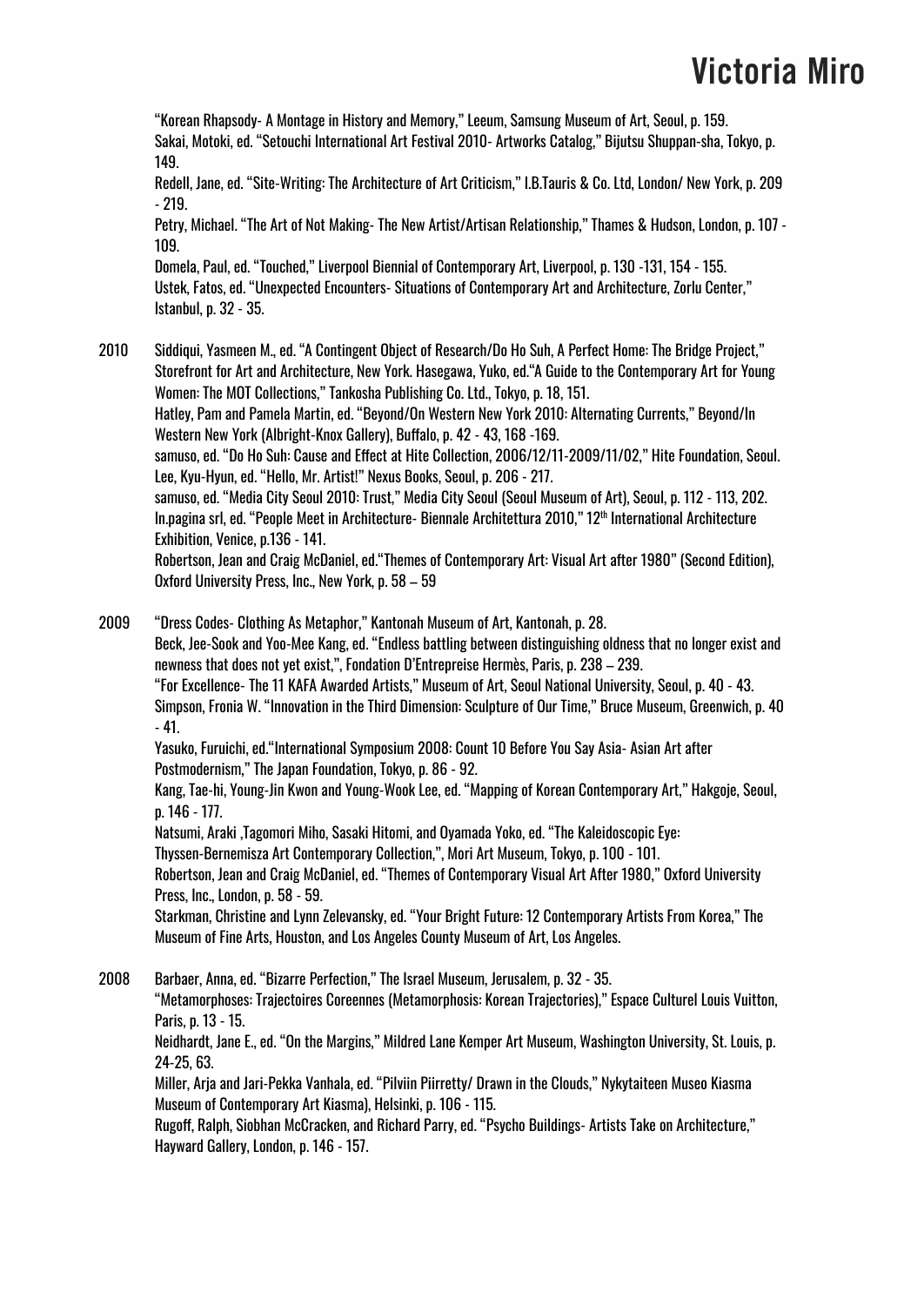"Korean Rhapsody- A Montage in History and Memory," Leeum, Samsung Museum of Art, Seoul, p. 159.
Sakai, Motoki, ed. "Setouchi International Art Festival 2010- Artworks Catalog," Bijutsu Shuppan-sha, Tokyo, p. 149.
Redell, Jane, ed. "Site-Writing: The Architecture of Art Criticism," I.B.Tauris & Co. Ltd, London/ New York, p. 209 - 219.
Petry, Michael. "The Art of Not Making- The New Artist/Artisan Relationship," Thames & Hudson, London, p. 107 - 109.
Domela, Paul, ed. "Touched," Liverpool Biennial of Contemporary Art, Liverpool, p. 130 -131, 154 - 155.
Ustek, Fatos, ed. "Unexpected Encounters- Situations of Contemporary Art and Architecture, Zorlu Center," Istanbul, p. 32 - 35.

2010 Siddiqui, Yasmeen M., ed. "A Contingent Object of Research/Do Ho Suh, A Perfect Home: The Bridge Project," Storefront for Art and Architecture, New York. Hasegawa, Yuko, ed."A Guide to the Contemporary Art for Young Women: The MOT Collections," Tankosha Publishing Co. Ltd., Tokyo, p. 18, 151.
Hatley, Pam and Pamela Martin, ed. "Beyond/On Western New York 2010: Alternating Currents," Beyond/In Western New York (Albright-Knox Gallery), Buffalo, p. 42 - 43, 168 -169.
samuso, ed. "Do Ho Suh: Cause and Effect at Hite Collection, 2006/12/11-2009/11/02," Hite Foundation, Seoul.
Lee, Kyu-Hyun, ed. "Hello, Mr. Artist!" Nexus Books, Seoul, p. 206 - 217.
samuso, ed. "Media City Seoul 2010: Trust," Media City Seoul (Seoul Museum of Art), Seoul, p. 112 - 113, 202.
In.pagina srl, ed. "People Meet in Architecture- Biennale Architettura 2010," 12th International Architecture Exhibition, Venice, p.136 - 141.
Robertson, Jean and Craig McDaniel, ed."Themes of Contemporary Art: Visual Art after 1980" (Second Edition), Oxford University Press, Inc., New York, p. 58 – 59

2009 "Dress Codes- Clothing As Metaphor," Kantonah Museum of Art, Kantonah, p. 28.
Beck, Jee-Sook and Yoo-Mee Kang, ed. "Endless battling between distinguishing oldness that no longer exist and newness that does not yet exist,", Fondation D'Entrepreise Hermès, Paris, p. 238 – 239.
"For Excellence- The 11 KAFA Awarded Artists," Museum of Art, Seoul National University, Seoul, p. 40 - 43.
Simpson, Fronia W. "Innovation in the Third Dimension: Sculpture of Our Time," Bruce Museum, Greenwich, p. 40 - 41.
Yasuko, Furuichi, ed."International Symposium 2008: Count 10 Before You Say Asia- Asian Art after Postmodernism," The Japan Foundation, Tokyo, p. 86 - 92.
Kang, Tae-hi, Young-Jin Kwon and Young-Wook Lee, ed. "Mapping of Korean Contemporary Art," Hakgoje, Seoul, p. 146 - 177.
Natsumi, Araki ,Tagomori Miho, Sasaki Hitomi, and Oyamada Yoko, ed. "The Kaleidoscopic Eye: Thyssen-Bernemisza Art Contemporary Collection,", Mori Art Museum, Tokyo, p. 100 - 101.
Robertson, Jean and Craig McDaniel, ed. "Themes of Contemporary Visual Art After 1980," Oxford University Press, Inc., London, p. 58 - 59.
Starkman, Christine and Lynn Zelevansky, ed. "Your Bright Future: 12 Contemporary Artists From Korea," The Museum of Fine Arts, Houston, and Los Angeles County Museum of Art, Los Angeles.

2008 Barbaer, Anna, ed. "Bizarre Perfection," The Israel Museum, Jerusalem, p. 32 - 35.
"Metamorphoses: Trajectoires Coreennes (Metamorphosis: Korean Trajectories)," Espace Culturel Louis Vuitton, Paris, p. 13 - 15.
Neidhardt, Jane E., ed. "On the Margins," Mildred Lane Kemper Art Museum, Washington University, St. Louis, p. 24-25, 63.
Miller, Arja and Jari-Pekka Vanhala, ed. "Pilviin Piirretty/ Drawn in the Clouds," Nykytaiteen Museo Kiasma Museum of Contemporary Art Kiasma), Helsinki, p. 106 - 115.
Rugoff, Ralph, Siobhan McCracken, and Richard Parry, ed. "Psycho Buildings- Artists Take on Architecture," Hayward Gallery, London, p. 146 - 157.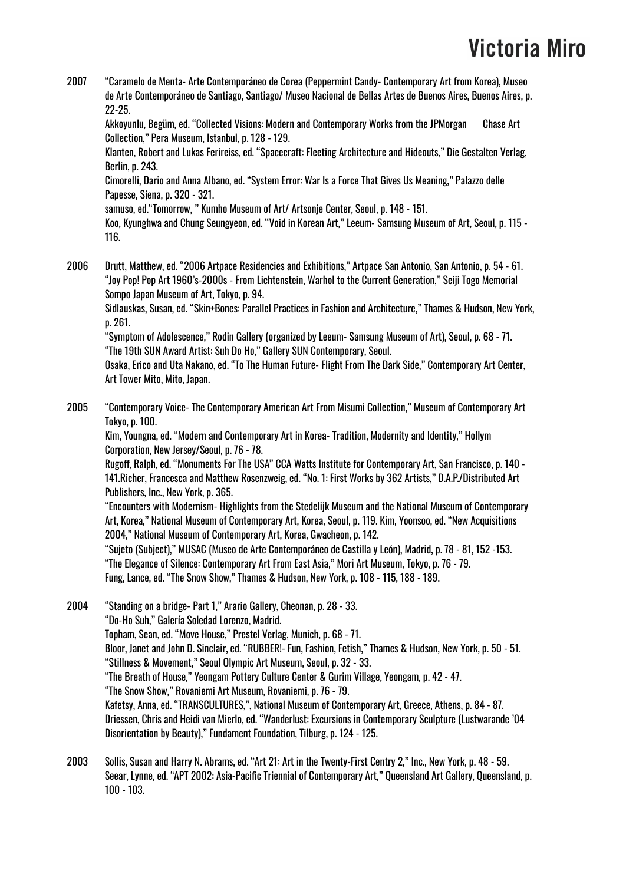2007 "Caramelo de Menta- Arte Contemporáneo de Corea (Peppermint Candy- Contemporary Art from Korea), Museo de Arte Contemporáneo de Santiago, Santiago/ Museo Nacional de Bellas Artes de Buenos Aires, Buenos Aires, p. 22-25.
Akkoyunlu, Begüm, ed. "Collected Visions: Modern and Contemporary Works from the JPMorgan Chase Art Collection," Pera Museum, Istanbul, p. 128 - 129.
Klanten, Robert and Lukas Ferireiss, ed. "Spacecraft: Fleeting Architecture and Hideouts," Die Gestalten Verlag, Berlin, p. 243.
Cimorelli, Dario and Anna Albano, ed. "System Error: War Is a Force That Gives Us Meaning," Palazzo delle Papesse, Siena, p. 320 - 321.
samuso, ed."Tomorrow, " Kumho Museum of Art/ Artsonje Center, Seoul, p. 148 - 151.
Koo, Kyunghwa and Chung Seungyeon, ed. "Void in Korean Art," Leeum- Samsung Museum of Art, Seoul, p. 115 - 116.

2006 Drutt, Matthew, ed. "2006 Artpace Residencies and Exhibitions," Artpace San Antonio, San Antonio, p. 54 - 61.
"Joy Pop! Pop Art 1960's-2000s - From Lichtenstein, Warhol to the Current Generation," Seiji Togo Memorial Sompo Japan Museum of Art, Tokyo, p. 94.
Sidlauskas, Susan, ed. "Skin+Bones: Parallel Practices in Fashion and Architecture," Thames & Hudson, New York, p. 261.
"Symptom of Adolescence," Rodin Gallery (organized by Leeum- Samsung Museum of Art), Seoul, p. 68 - 71.
"The 19th SUN Award Artist: Suh Do Ho," Gallery SUN Contemporary, Seoul.
Osaka, Erico and Uta Nakano, ed. "To The Human Future- Flight From The Dark Side," Contemporary Art Center, Art Tower Mito, Mito, Japan.

2005 "Contemporary Voice- The Contemporary American Art From Misumi Collection," Museum of Contemporary Art Tokyo, p. 100.
Kim, Youngna, ed. "Modern and Contemporary Art in Korea- Tradition, Modernity and Identity," Hollym Corporation, New Jersey/Seoul, p. 76 - 78.
Rugoff, Ralph, ed. "Monuments For The USA" CCA Watts Institute for Contemporary Art, San Francisco, p. 140 - 141.Richer, Francesca and Matthew Rosenzweig, ed. "No. 1: First Works by 362 Artists," D.A.P./Distributed Art Publishers, Inc., New York, p. 365.
"Encounters with Modernism- Highlights from the Stedelijk Museum and the National Museum of Contemporary Art, Korea," National Museum of Contemporary Art, Korea, Seoul, p. 119. Kim, Yoonsoo, ed. "New Acquisitions 2004," National Museum of Contemporary Art, Korea, Gwacheon, p. 142.
"Sujeto (Subject)," MUSAC (Museo de Arte Contemporáneo de Castilla y León), Madrid, p. 78 - 81, 152 -153.
"The Elegance of Silence: Contemporary Art From East Asia," Mori Art Museum, Tokyo, p. 76 - 79.
Fung, Lance, ed. "The Snow Show," Thames & Hudson, New York, p. 108 - 115, 188 - 189.

2004 "Standing on a bridge- Part 1," Arario Gallery, Cheonan, p. 28 - 33.
"Do-Ho Suh," Galería Soledad Lorenzo, Madrid.
Topham, Sean, ed. "Move House," Prestel Verlag, Munich, p. 68 - 71.
Bloor, Janet and John D. Sinclair, ed. "RUBBER!- Fun, Fashion, Fetish," Thames & Hudson, New York, p. 50 - 51.
"Stillness & Movement," Seoul Olympic Art Museum, Seoul, p. 32 - 33.
"The Breath of House," Yeongam Pottery Culture Center & Gurim Village, Yeongam, p. 42 - 47.
"The Snow Show," Rovaniemi Art Museum, Rovaniemi, p. 76 - 79.
Kafetsy, Anna, ed. "TRANSCULTURES,", National Museum of Contemporary Art, Greece, Athens, p. 84 - 87.
Driessen, Chris and Heidi van Mierlo, ed. "Wanderlust: Excursions in Contemporary Sculpture (Lustwarande '04 Disorientation by Beauty)," Fundament Foundation, Tilburg, p. 124 - 125.

2003 Sollis, Susan and Harry N. Abrams, ed. "Art 21: Art in the Twenty-First Centry 2," Inc., New York, p. 48 - 59.
Seear, Lynne, ed. "APT 2002: Asia-Pacific Triennial of Contemporary Art," Queensland Art Gallery, Queensland, p. 100 - 103.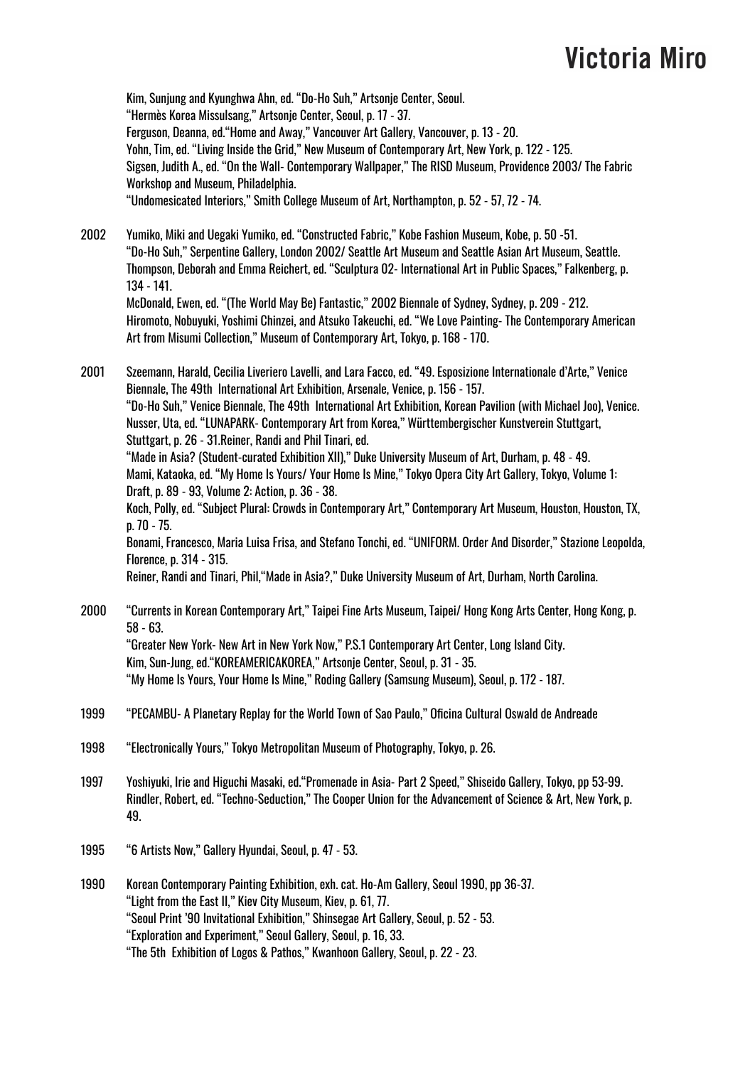Kim, Sunjung and Kyunghwa Ahn, ed. "Do-Ho Suh," Artsonje Center, Seoul.
"Hermès Korea Missulsang," Artsonje Center, Seoul, p. 17 - 37.
Ferguson, Deanna, ed."Home and Away," Vancouver Art Gallery, Vancouver, p. 13 - 20.
Yohn, Tim, ed. "Living Inside the Grid," New Museum of Contemporary Art, New York, p. 122 - 125.
Sigsen, Judith A., ed. "On the Wall- Contemporary Wallpaper," The RISD Museum, Providence 2003/ The Fabric Workshop and Museum, Philadelphia.
"Undomesicated Interiors," Smith College Museum of Art, Northampton, p. 52 - 57, 72 - 74.

2002 Yumiko, Miki and Uegaki Yumiko, ed. "Constructed Fabric," Kobe Fashion Museum, Kobe, p. 50 -51.
"Do-Ho Suh," Serpentine Gallery, London 2002/ Seattle Art Museum and Seattle Asian Art Museum, Seattle.
Thompson, Deborah and Emma Reichert, ed. "Sculptura 02- International Art in Public Spaces," Falkenberg, p. 134 - 141.
McDonald, Ewen, ed. "(The World May Be) Fantastic," 2002 Biennale of Sydney, Sydney, p. 209 - 212.
Hiromoto, Nobuyuki, Yoshimi Chinzei, and Atsuko Takeuchi, ed. "We Love Painting- The Contemporary American Art from Misumi Collection," Museum of Contemporary Art, Tokyo, p. 168 - 170.

2001 Szeemann, Harald, Cecilia Liveriero Lavelli, and Lara Facco, ed. "49. Esposizione Internationale d'Arte," Venice Biennale, The 49th International Art Exhibition, Arsenale, Venice, p. 156 - 157.
"Do-Ho Suh," Venice Biennale, The 49th International Art Exhibition, Korean Pavilion (with Michael Joo), Venice.
Nusser, Uta, ed. "LUNAPARK- Contemporary Art from Korea," Württembergischer Kunstverein Stuttgart, Stuttgart, p. 26 - 31.Reiner, Randi and Phil Tinari, ed.
"Made in Asia? (Student-curated Exhibition XII)," Duke University Museum of Art, Durham, p. 48 - 49.
Mami, Kataoka, ed. "My Home Is Yours/ Your Home Is Mine," Tokyo Opera City Art Gallery, Tokyo, Volume 1: Draft, p. 89 - 93, Volume 2: Action, p. 36 - 38.
Koch, Polly, ed. "Subject Plural: Crowds in Contemporary Art," Contemporary Art Museum, Houston, Houston, TX, p. 70 - 75.
Bonami, Francesco, Maria Luisa Frisa, and Stefano Tonchi, ed. "UNIFORM. Order And Disorder," Stazione Leopolda, Florence, p. 314 - 315.
Reiner, Randi and Tinari, Phil,"Made in Asia?," Duke University Museum of Art, Durham, North Carolina.

2000 "Currents in Korean Contemporary Art," Taipei Fine Arts Museum, Taipei/ Hong Kong Arts Center, Hong Kong, p. 58 - 63.
"Greater New York- New Art in New York Now," P.S.1 Contemporary Art Center, Long Island City.
Kim, Sun-Jung, ed."KOREAMERICAKOREA," Artsonje Center, Seoul, p. 31 - 35.
"My Home Is Yours, Your Home Is Mine," Roding Gallery (Samsung Museum), Seoul, p. 172 - 187.

1999 "PECAMBU- A Planetary Replay for the World Town of Sao Paulo," Oficina Cultural Oswald de Andreade

1998 "Electronically Yours," Tokyo Metropolitan Museum of Photography, Tokyo, p. 26.

1997 Yoshiyuki, Irie and Higuchi Masaki, ed."Promenade in Asia- Part 2 Speed," Shiseido Gallery, Tokyo, pp 53-99.
Rindler, Robert, ed. "Techno-Seduction," The Cooper Union for the Advancement of Science & Art, New York, p. 49.

1995 "6 Artists Now," Gallery Hyundai, Seoul, p. 47 - 53.

1990 Korean Contemporary Painting Exhibition, exh. cat. Ho-Am Gallery, Seoul 1990, pp 36-37.
"Light from the East II," Kiev City Museum, Kiev, p. 61, 77.
"Seoul Print '90 Invitational Exhibition," Shinsegae Art Gallery, Seoul, p. 52 - 53.
"Exploration and Experiment," Seoul Gallery, Seoul, p. 16, 33.
"The 5th Exhibition of Logos & Pathos," Kwanhoon Gallery, Seoul, p. 22 - 23.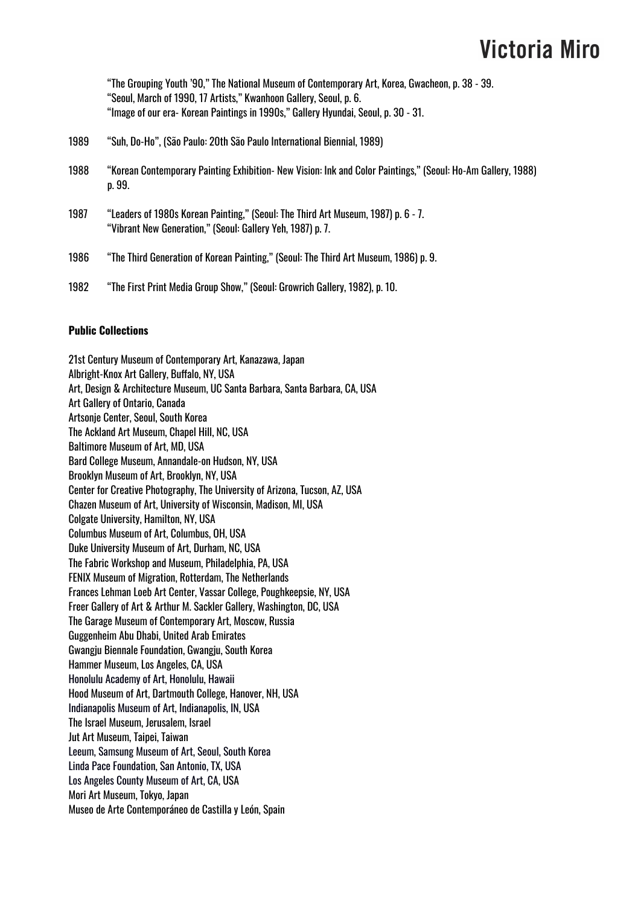"The Grouping Youth '90," The National Museum of Contemporary Art, Korea, Gwacheon, p. 38 - 39.
"Seoul, March of 1990, 17 Artists," Kwanhoon Gallery, Seoul, p. 6.
"Image of our era- Korean Paintings in 1990s," Gallery Hyundai, Seoul, p. 30 - 31.

1989 "Suh, Do-Ho", (São Paulo: 20th São Paulo International Biennial, 1989)

1988 "Korean Contemporary Painting Exhibition- New Vision: Ink and Color Paintings," (Seoul: Ho-Am Gallery, 1988) p. 99.

1987 "Leaders of 1980s Korean Painting," (Seoul: The Third Art Museum, 1987) p. 6 - 7.
"Vibrant New Generation," (Seoul: Gallery Yeh, 1987) p. 7.

1986 "The Third Generation of Korean Painting," (Seoul: The Third Art Museum, 1986) p. 9.

1982 "The First Print Media Group Show," (Seoul: Growrich Gallery, 1982), p. 10.

**Public Collections**

21st Century Museum of Contemporary Art, Kanazawa, Japan
Albright-Knox Art Gallery, Buffalo, NY, USA
Art, Design & Architecture Museum, UC Santa Barbara, Santa Barbara, CA, USA
Art Gallery of Ontario, Canada
Artsonje Center, Seoul, South Korea
The Ackland Art Museum, Chapel Hill, NC, USA
Baltimore Museum of Art, MD, USA
Bard College Museum, Annandale-on Hudson, NY, USA
Brooklyn Museum of Art, Brooklyn, NY, USA
Center for Creative Photography, The University of Arizona, Tucson, AZ, USA
Chazen Museum of Art, University of Wisconsin, Madison, MI, USA
Colgate University, Hamilton, NY, USA
Columbus Museum of Art, Columbus, OH, USA
Duke University Museum of Art, Durham, NC, USA
The Fabric Workshop and Museum, Philadelphia, PA, USA
FENIX Museum of Migration, Rotterdam, The Netherlands
Frances Lehman Loeb Art Center, Vassar College, Poughkeepsie, NY, USA
Freer Gallery of Art & Arthur M. Sackler Gallery, Washington, DC, USA
The Garage Museum of Contemporary Art, Moscow, Russia
Guggenheim Abu Dhabi, United Arab Emirates
Gwangju Biennale Foundation, Gwangju, South Korea
Hammer Museum, Los Angeles, CA, USA
Honolulu Academy of Art, Honolulu, Hawaii
Hood Museum of Art, Dartmouth College, Hanover, NH, USA
Indianapolis Museum of Art, Indianapolis, IN, USA
The Israel Museum, Jerusalem, Israel
Jut Art Museum, Taipei, Taiwan
Leeum, Samsung Museum of Art, Seoul, South Korea
Linda Pace Foundation, San Antonio, TX, USA
Los Angeles County Museum of Art, CA, USA
Mori Art Museum, Tokyo, Japan
Museo de Arte Contemporáneo de Castilla y León, Spain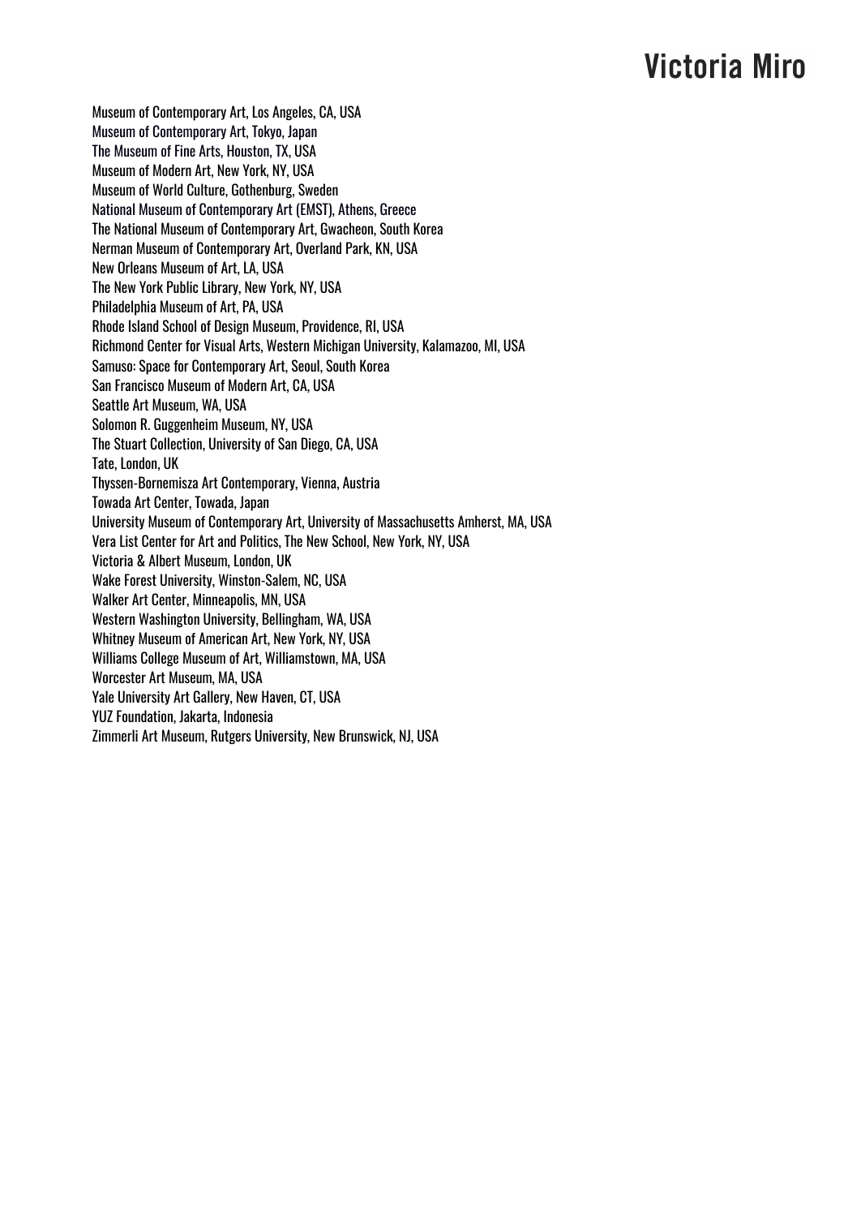Museum of Contemporary Art, Los Angeles, CA, USA
Museum of Contemporary Art, Tokyo, Japan
The Museum of Fine Arts, Houston, TX, USA
Museum of Modern Art, New York, NY, USA
Museum of World Culture, Gothenburg, Sweden
National Museum of Contemporary Art (EMST), Athens, Greece
The National Museum of Contemporary Art, Gwacheon, South Korea
Nerman Museum of Contemporary Art, Overland Park, KN, USA
New Orleans Museum of Art, LA, USA
The New York Public Library, New York, NY, USA
Philadelphia Museum of Art, PA, USA
Rhode Island School of Design Museum, Providence, RI, USA
Richmond Center for Visual Arts, Western Michigan University, Kalamazoo, MI, USA
Samuso: Space for Contemporary Art, Seoul, South Korea
San Francisco Museum of Modern Art, CA, USA
Seattle Art Museum, WA, USA
Solomon R. Guggenheim Museum, NY, USA
The Stuart Collection, University of San Diego, CA, USA
Tate, London, UK
Thyssen-Bornemisza Art Contemporary, Vienna, Austria
Towada Art Center, Towada, Japan
University Museum of Contemporary Art, University of Massachusetts Amherst, MA, USA
Vera List Center for Art and Politics, The New School, New York, NY, USA
Victoria & Albert Museum, London, UK
Wake Forest University, Winston-Salem, NC, USA
Walker Art Center, Minneapolis, MN, USA
Western Washington University, Bellingham, WA, USA
Whitney Museum of American Art, New York, NY, USA
Williams College Museum of Art, Williamstown, MA, USA
Worcester Art Museum, MA, USA
Yale University Art Gallery, New Haven, CT, USA
YUZ Foundation, Jakarta, Indonesia
Zimmerli Art Museum, Rutgers University, New Brunswick, NJ, USA